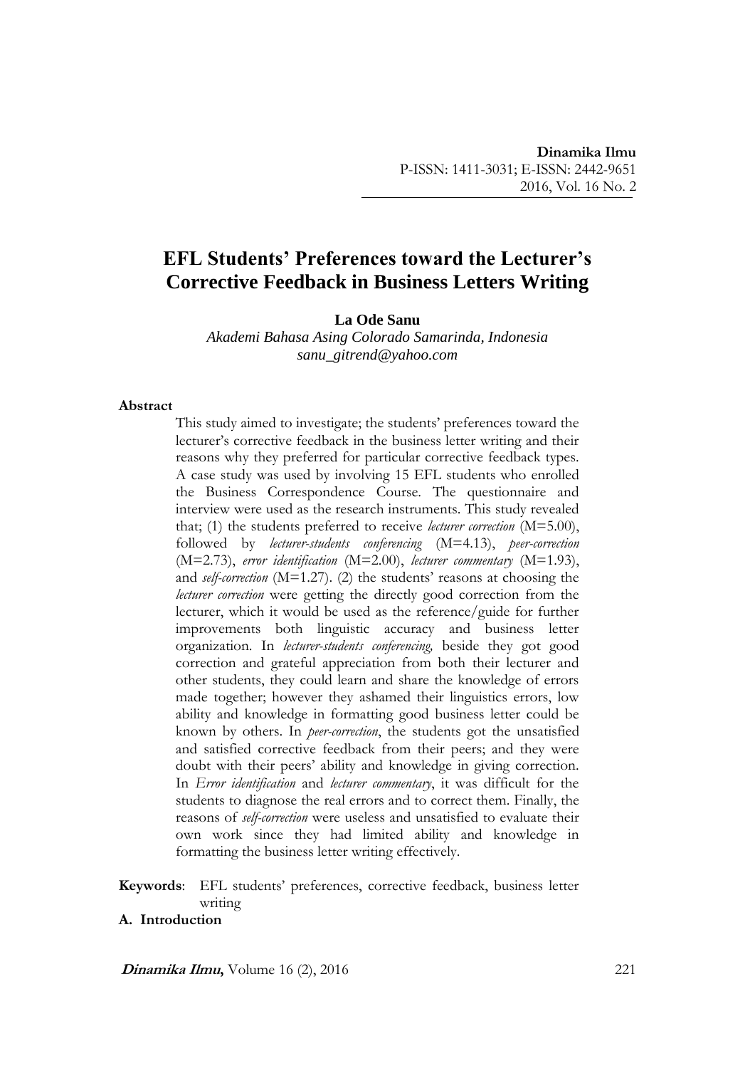# EFL Students' Preferences toward the Lecturer's Corrective Feedback in Business Letters Writing

**La Ode Sanu**

*Akademi Bahasa Asing Colorado Samarinda, Indonesia*
*sanu_gitrend@yahoo.com*

**Abstract**

This study aimed to investigate; the students' preferences toward the lecturer's corrective feedback in the business letter writing and their reasons why they preferred for particular corrective feedback types. A case study was used by involving 15 EFL students who enrolled the Business Correspondence Course. The questionnaire and interview were used as the research instruments. This study revealed that; (1) the students preferred to receive *lecturer correction* (M=5.00), followed by *lecturer-students conferencing* (M=4.13), *peer-correction* (M=2.73), *error identification* (M=2.00), *lecturer commentary* (M=1.93), and *self-correction* (M=1.27). (2) the students' reasons at choosing the *lecturer correction* were getting the directly good correction from the lecturer, which it would be used as the reference/guide for further improvements both linguistic accuracy and business letter organization. In *lecturer-students conferencing,* beside they got good correction and grateful appreciation from both their lecturer and other students, they could learn and share the knowledge of errors made together; however they ashamed their linguistics errors, low ability and knowledge in formatting good business letter could be known by others. In *peer-correction*, the students got the unsatisfied and satisfied corrective feedback from their peers; and they were doubt with their peers' ability and knowledge in giving correction. In *Error identification* and *lecturer commentary*, it was difficult for the students to diagnose the real errors and to correct them. Finally, the reasons of *self-correction* were useless and unsatisfied to evaluate their own work since they had limited ability and knowledge in formatting the business letter writing effectively.

**Keywords**: EFL students' preferences, corrective feedback, business letter writing

## A. Introduction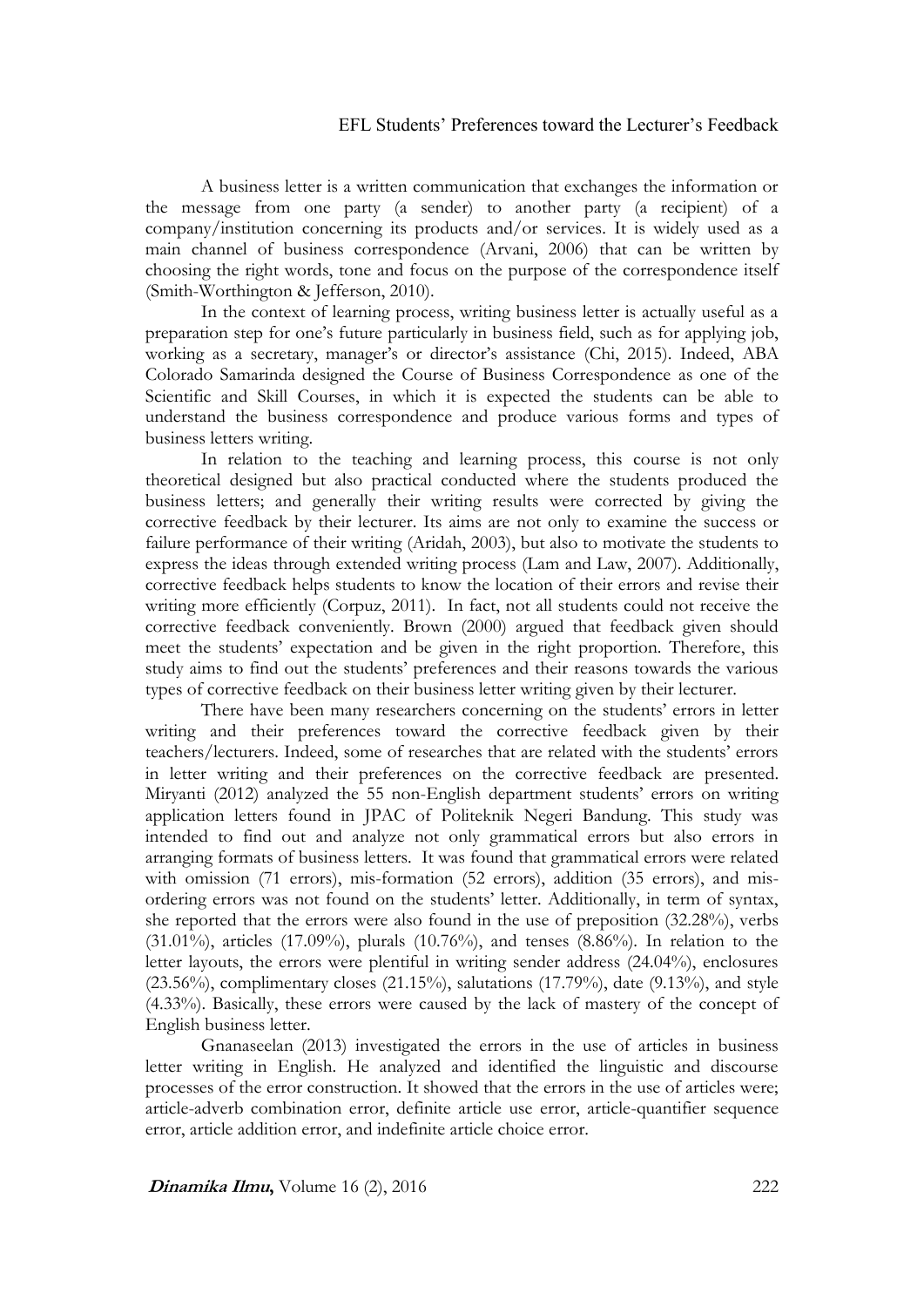A business letter is a written communication that exchanges the information or the message from one party (a sender) to another party (a recipient) of a company/institution concerning its products and/or services. It is widely used as a main channel of business correspondence (Arvani, 2006) that can be written by choosing the right words, tone and focus on the purpose of the correspondence itself (Smith-Worthington & Jefferson, 2010).

In the context of learning process, writing business letter is actually useful as a preparation step for one's future particularly in business field, such as for applying job, working as a secretary, manager's or director's assistance (Chi, 2015). Indeed, ABA Colorado Samarinda designed the Course of Business Correspondence as one of the Scientific and Skill Courses, in which it is expected the students can be able to understand the business correspondence and produce various forms and types of business letters writing.

In relation to the teaching and learning process, this course is not only theoretical designed but also practical conducted where the students produced the business letters; and generally their writing results were corrected by giving the corrective feedback by their lecturer. Its aims are not only to examine the success or failure performance of their writing (Aridah, 2003), but also to motivate the students to express the ideas through extended writing process (Lam and Law, 2007). Additionally, corrective feedback helps students to know the location of their errors and revise their writing more efficiently (Corpuz, 2011). In fact, not all students could not receive the corrective feedback conveniently. Brown (2000) argued that feedback given should meet the students' expectation and be given in the right proportion. Therefore, this study aims to find out the students' preferences and their reasons towards the various types of corrective feedback on their business letter writing given by their lecturer.

There have been many researchers concerning on the students' errors in letter writing and their preferences toward the corrective feedback given by their teachers/lecturers. Indeed, some of researches that are related with the students' errors in letter writing and their preferences on the corrective feedback are presented. Miryanti (2012) analyzed the 55 non-English department students' errors on writing application letters found in JPAC of Politeknik Negeri Bandung. This study was intended to find out and analyze not only grammatical errors but also errors in arranging formats of business letters. It was found that grammatical errors were related with omission (71 errors), mis-formation (52 errors), addition (35 errors), and mis-ordering errors was not found on the students' letter. Additionally, in term of syntax, she reported that the errors were also found in the use of preposition (32.28%), verbs (31.01%), articles (17.09%), plurals (10.76%), and tenses (8.86%). In relation to the letter layouts, the errors were plentiful in writing sender address (24.04%), enclosures (23.56%), complimentary closes (21.15%), salutations (17.79%), date (9.13%), and style (4.33%). Basically, these errors were caused by the lack of mastery of the concept of English business letter.

Gnanaseelan (2013) investigated the errors in the use of articles in business letter writing in English. He analyzed and identified the linguistic and discourse processes of the error construction. It showed that the errors in the use of articles were; article-adverb combination error, definite article use error, article-quantifier sequence error, article addition error, and indefinite article choice error.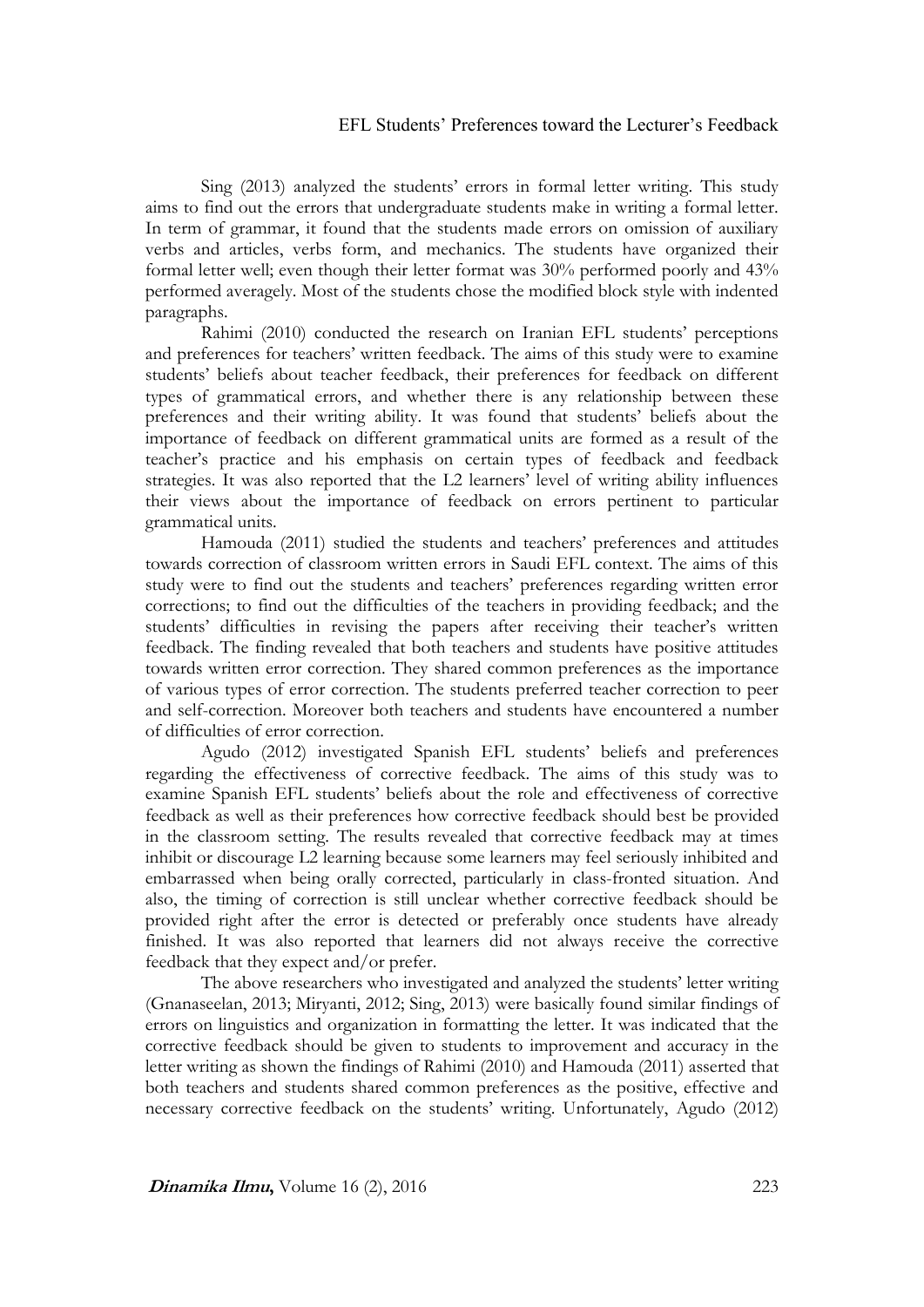Sing (2013) analyzed the students' errors in formal letter writing. This study aims to find out the errors that undergraduate students make in writing a formal letter. In term of grammar, it found that the students made errors on omission of auxiliary verbs and articles, verbs form, and mechanics. The students have organized their formal letter well; even though their letter format was 30% performed poorly and 43% performed averagely. Most of the students chose the modified block style with indented paragraphs.

Rahimi (2010) conducted the research on Iranian EFL students' perceptions and preferences for teachers' written feedback. The aims of this study were to examine students' beliefs about teacher feedback, their preferences for feedback on different types of grammatical errors, and whether there is any relationship between these preferences and their writing ability. It was found that students' beliefs about the importance of feedback on different grammatical units are formed as a result of the teacher's practice and his emphasis on certain types of feedback and feedback strategies. It was also reported that the L2 learners' level of writing ability influences their views about the importance of feedback on errors pertinent to particular grammatical units.

Hamouda (2011) studied the students and teachers' preferences and attitudes towards correction of classroom written errors in Saudi EFL context. The aims of this study were to find out the students and teachers' preferences regarding written error corrections; to find out the difficulties of the teachers in providing feedback; and the students' difficulties in revising the papers after receiving their teacher's written feedback. The finding revealed that both teachers and students have positive attitudes towards written error correction. They shared common preferences as the importance of various types of error correction. The students preferred teacher correction to peer and self-correction. Moreover both teachers and students have encountered a number of difficulties of error correction.

Agudo (2012) investigated Spanish EFL students' beliefs and preferences regarding the effectiveness of corrective feedback. The aims of this study was to examine Spanish EFL students' beliefs about the role and effectiveness of corrective feedback as well as their preferences how corrective feedback should best be provided in the classroom setting. The results revealed that corrective feedback may at times inhibit or discourage L2 learning because some learners may feel seriously inhibited and embarrassed when being orally corrected, particularly in class-fronted situation. And also, the timing of correction is still unclear whether corrective feedback should be provided right after the error is detected or preferably once students have already finished. It was also reported that learners did not always receive the corrective feedback that they expect and/or prefer.

The above researchers who investigated and analyzed the students' letter writing (Gnanaseelan, 2013; Miryanti, 2012; Sing, 2013) were basically found similar findings of errors on linguistics and organization in formatting the letter. It was indicated that the corrective feedback should be given to students to improvement and accuracy in the letter writing as shown the findings of Rahimi (2010) and Hamouda (2011) asserted that both teachers and students shared common preferences as the positive, effective and necessary corrective feedback on the students' writing. Unfortunately, Agudo (2012)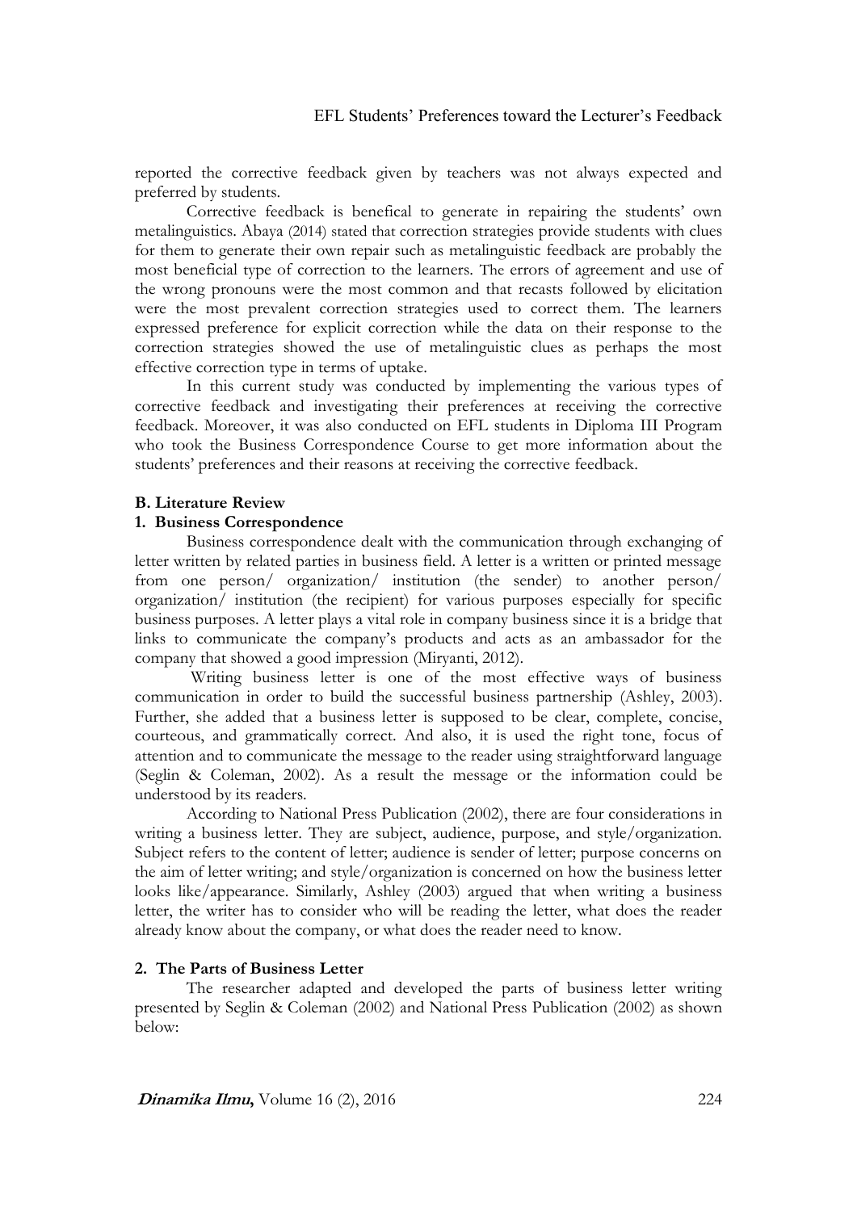reported the corrective feedback given by teachers was not always expected and preferred by students.

Corrective feedback is benefical to generate in repairing the students' own metalinguistics. Abaya (2014) stated that correction strategies provide students with clues for them to generate their own repair such as metalinguistic feedback are probably the most beneficial type of correction to the learners. The errors of agreement and use of the wrong pronouns were the most common and that recasts followed by elicitation were the most prevalent correction strategies used to correct them. The learners expressed preference for explicit correction while the data on their response to the correction strategies showed the use of metalinguistic clues as perhaps the most effective correction type in terms of uptake.

In this current study was conducted by implementing the various types of corrective feedback and investigating their preferences at receiving the corrective feedback. Moreover, it was also conducted on EFL students in Diploma III Program who took the Business Correspondence Course to get more information about the students' preferences and their reasons at receiving the corrective feedback.

## B. Literature Review

### 1. Business Correspondence

Business correspondence dealt with the communication through exchanging of letter written by related parties in business field. A letter is a written or printed message from one person/ organization/ institution (the sender) to another person/ organization/ institution (the recipient) for various purposes especially for specific business purposes. A letter plays a vital role in company business since it is a bridge that links to communicate the company's products and acts as an ambassador for the company that showed a good impression (Miryanti, 2012).

Writing business letter is one of the most effective ways of business communication in order to build the successful business partnership (Ashley, 2003). Further, she added that a business letter is supposed to be clear, complete, concise, courteous, and grammatically correct. And also, it is used the right tone, focus of attention and to communicate the message to the reader using straightforward language (Seglin & Coleman, 2002). As a result the message or the information could be understood by its readers.

According to National Press Publication (2002), there are four considerations in writing a business letter. They are subject, audience, purpose, and style/organization. Subject refers to the content of letter; audience is sender of letter; purpose concerns on the aim of letter writing; and style/organization is concerned on how the business letter looks like/appearance. Similarly, Ashley (2003) argued that when writing a business letter, the writer has to consider who will be reading the letter, what does the reader already know about the company, or what does the reader need to know.

### 2. The Parts of Business Letter

The researcher adapted and developed the parts of business letter writing presented by Seglin & Coleman (2002) and National Press Publication (2002) as shown below: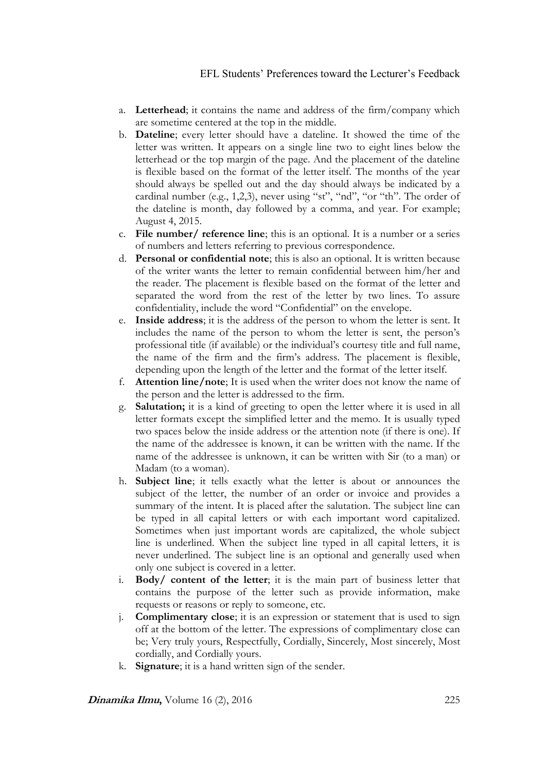a. **Letterhead**; it contains the name and address of the firm/company which are sometime centered at the top in the middle.
b. **Dateline**; every letter should have a dateline. It showed the time of the letter was written. It appears on a single line two to eight lines below the letterhead or the top margin of the page. And the placement of the dateline is flexible based on the format of the letter itself. The months of the year should always be spelled out and the day should always be indicated by a cardinal number (e.g., 1,2,3), never using "st", "nd", "or "th". The order of the dateline is month, day followed by a comma, and year. For example; August 4, 2015.
c. **File number/ reference line**; this is an optional. It is a number or a series of numbers and letters referring to previous correspondence.
d. **Personal or confidential note**; this is also an optional. It is written because of the writer wants the letter to remain confidential between him/her and the reader. The placement is flexible based on the format of the letter and separated the word from the rest of the letter by two lines. To assure confidentiality, include the word "Confidential" on the envelope.
e. **Inside address**; it is the address of the person to whom the letter is sent. It includes the name of the person to whom the letter is sent, the person's professional title (if available) or the individual's courtesy title and full name, the name of the firm and the firm's address. The placement is flexible, depending upon the length of the letter and the format of the letter itself.
f. **Attention line/note**; It is used when the writer does not know the name of the person and the letter is addressed to the firm.
g. **Salutation;** it is a kind of greeting to open the letter where it is used in all letter formats except the simplified letter and the memo. It is usually typed two spaces below the inside address or the attention note (if there is one). If the name of the addressee is known, it can be written with the name. If the name of the addressee is unknown, it can be written with Sir (to a man) or Madam (to a woman).
h. **Subject line**; it tells exactly what the letter is about or announces the subject of the letter, the number of an order or invoice and provides a summary of the intent. It is placed after the salutation. The subject line can be typed in all capital letters or with each important word capitalized. Sometimes when just important words are capitalized, the whole subject line is underlined. When the subject line typed in all capital letters, it is never underlined. The subject line is an optional and generally used when only one subject is covered in a letter.
i. **Body/ content of the letter**; it is the main part of business letter that contains the purpose of the letter such as provide information, make requests or reasons or reply to someone, etc.
j. **Complimentary close**; it is an expression or statement that is used to sign off at the bottom of the letter. The expressions of complimentary close can be; Very truly yours, Respectfully, Cordially, Sincerely, Most sincerely, Most cordially, and Cordially yours.
k. **Signature**; it is a hand written sign of the sender.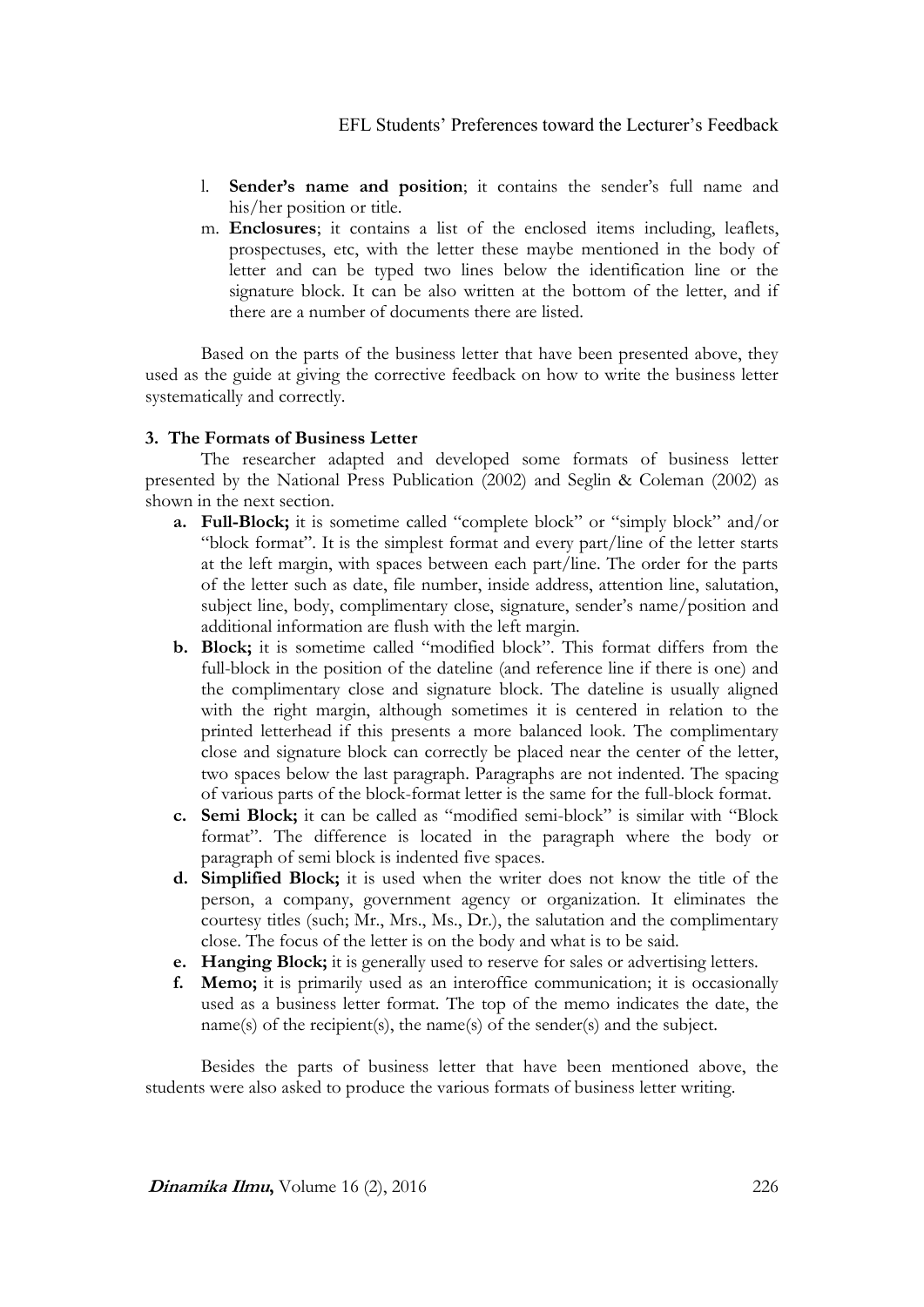l. **Sender's name and position**; it contains the sender's full name and his/her position or title.
m. **Enclosures**; it contains a list of the enclosed items including, leaflets, prospectuses, etc, with the letter these maybe mentioned in the body of letter and can be typed two lines below the identification line or the signature block. It can be also written at the bottom of the letter, and if there are a number of documents there are listed.

Based on the parts of the business letter that have been presented above, they used as the guide at giving the corrective feedback on how to write the business letter systematically and correctly.

### 3. The Formats of Business Letter

The researcher adapted and developed some formats of business letter presented by the National Press Publication (2002) and Seglin & Coleman (2002) as shown in the next section.

a. **Full-Block;** it is sometime called "complete block" or "simply block" and/or "block format". It is the simplest format and every part/line of the letter starts at the left margin, with spaces between each part/line. The order for the parts of the letter such as date, file number, inside address, attention line, salutation, subject line, body, complimentary close, signature, sender's name/position and additional information are flush with the left margin.
b. **Block;** it is sometime called "modified block". This format differs from the full-block in the position of the dateline (and reference line if there is one) and the complimentary close and signature block. The dateline is usually aligned with the right margin, although sometimes it is centered in relation to the printed letterhead if this presents a more balanced look. The complimentary close and signature block can correctly be placed near the center of the letter, two spaces below the last paragraph. Paragraphs are not indented. The spacing of various parts of the block-format letter is the same for the full-block format.
c. **Semi Block;** it can be called as "modified semi-block" is similar with "Block format". The difference is located in the paragraph where the body or paragraph of semi block is indented five spaces.
d. **Simplified Block;** it is used when the writer does not know the title of the person, a company, government agency or organization. It eliminates the courtesy titles (such; Mr., Mrs., Ms., Dr.), the salutation and the complimentary close. The focus of the letter is on the body and what is to be said.
e. **Hanging Block;** it is generally used to reserve for sales or advertising letters.
f. **Memo;** it is primarily used as an interoffice communication; it is occasionally used as a business letter format. The top of the memo indicates the date, the name(s) of the recipient(s), the name(s) of the sender(s) and the subject.

Besides the parts of business letter that have been mentioned above, the students were also asked to produce the various formats of business letter writing.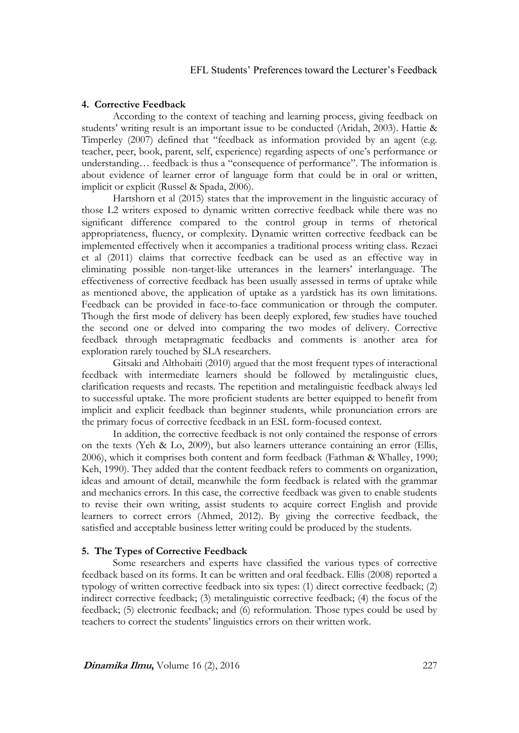### 4. Corrective Feedback

According to the context of teaching and learning process, giving feedback on students' writing result is an important issue to be conducted (Aridah, 2003). Hattie & Timperley (2007) defined that "feedback as information provided by an agent (e.g. teacher, peer, book, parent, self, experience) regarding aspects of one's performance or understanding… feedback is thus a "consequence of performance". The information is about evidence of learner error of language form that could be in oral or written, implicit or explicit (Russel & Spada, 2006).

Hartshorn et al (2015) states that the improvement in the linguistic accuracy of those L2 writers exposed to dynamic written corrective feedback while there was no significant difference compared to the control group in terms of rhetorical appropriateness, fluency, or complexity. Dynamic written corrective feedback can be implemented effectively when it accompanies a traditional process writing class. Rezaei et al (2011) claims that corrective feedback can be used as an effective way in eliminating possible non-target-like utterances in the learners' interlanguage. The effectiveness of corrective feedback has been usually assessed in terms of uptake while as mentioned above, the application of uptake as a yardstick has its own limitations. Feedback can be provided in face-to-face communication or through the computer. Though the first mode of delivery has been deeply explored, few studies have touched the second one or delved into comparing the two modes of delivery. Corrective feedback through metapragmatic feedbacks and comments is another area for exploration rarely touched by SLA researchers.

Gitsaki and Althobaiti (2010) argued that the most frequent types of interactional feedback with intermediate learners should be followed by metalinguistic clues, clarification requests and recasts. The repetition and metalinguistic feedback always led to successful uptake. The more proficient students are better equipped to benefit from implicit and explicit feedback than beginner students, while pronunciation errors are the primary focus of corrective feedback in an ESL form-focused context.

In addition, the corrective feedback is not only contained the response of errors on the texts (Yeh & Lo, 2009), but also learners utterance containing an error (Ellis, 2006), which it comprises both content and form feedback (Fathman & Whalley, 1990; Keh, 1990). They added that the content feedback refers to comments on organization, ideas and amount of detail, meanwhile the form feedback is related with the grammar and mechanics errors. In this case, the corrective feedback was given to enable students to revise their own writing, assist students to acquire correct English and provide learners to correct errors (Ahmed, 2012). By giving the corrective feedback, the satisfied and acceptable business letter writing could be produced by the students.

### 5. The Types of Corrective Feedback

Some researchers and experts have classified the various types of corrective feedback based on its forms. It can be written and oral feedback. Ellis (2008) reported a typology of written corrective feedback into six types: (1) direct corrective feedback; (2) indirect corrective feedback; (3) metalinguistic corrective feedback; (4) the focus of the feedback; (5) electronic feedback; and (6) reformulation. Those types could be used by teachers to correct the students' linguistics errors on their written work.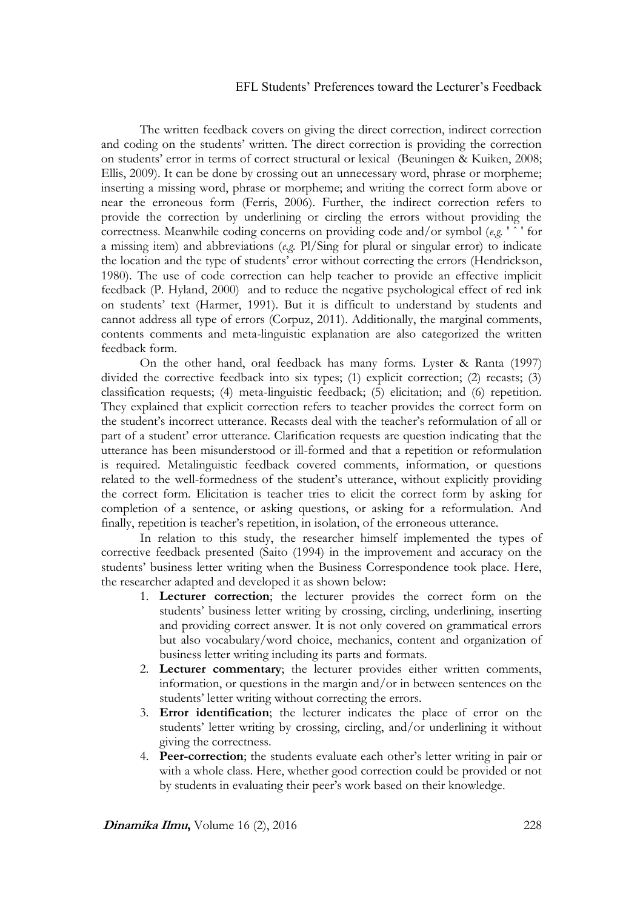The written feedback covers on giving the direct correction, indirect correction and coding on the students' written. The direct correction is providing the correction on students' error in terms of correct structural or lexical (Beuningen & Kuiken, 2008; Ellis, 2009). It can be done by crossing out an unnecessary word, phrase or morpheme; inserting a missing word, phrase or morpheme; and writing the correct form above or near the erroneous form (Ferris, 2006). Further, the indirect correction refers to provide the correction by underlining or circling the errors without providing the correctness. Meanwhile coding concerns on providing code and/or symbol (*e.g.* ' ˆ ' for a missing item) and abbreviations (*e.g.* Pl/Sing for plural or singular error) to indicate the location and the type of students' error without correcting the errors (Hendrickson, 1980). The use of code correction can help teacher to provide an effective implicit feedback (P. Hyland, 2000) and to reduce the negative psychological effect of red ink on students' text (Harmer, 1991). But it is difficult to understand by students and cannot address all type of errors (Corpuz, 2011). Additionally, the marginal comments, contents comments and meta-linguistic explanation are also categorized the written feedback form.

On the other hand, oral feedback has many forms. Lyster & Ranta (1997) divided the corrective feedback into six types; (1) explicit correction; (2) recasts; (3) classification requests; (4) meta-linguistic feedback; (5) elicitation; and (6) repetition. They explained that explicit correction refers to teacher provides the correct form on the student's incorrect utterance. Recasts deal with the teacher's reformulation of all or part of a student' error utterance. Clarification requests are question indicating that the utterance has been misunderstood or ill-formed and that a repetition or reformulation is required. Metalinguistic feedback covered comments, information, or questions related to the well-formedness of the student's utterance, without explicitly providing the correct form. Elicitation is teacher tries to elicit the correct form by asking for completion of a sentence, or asking questions, or asking for a reformulation. And finally, repetition is teacher's repetition, in isolation, of the erroneous utterance.

In relation to this study, the researcher himself implemented the types of corrective feedback presented (Saito (1994) in the improvement and accuracy on the students' business letter writing when the Business Correspondence took place. Here, the researcher adapted and developed it as shown below:

1. **Lecturer correction**; the lecturer provides the correct form on the students' business letter writing by crossing, circling, underlining, inserting and providing correct answer. It is not only covered on grammatical errors but also vocabulary/word choice, mechanics, content and organization of business letter writing including its parts and formats.
2. **Lecturer commentary**; the lecturer provides either written comments, information, or questions in the margin and/or in between sentences on the students' letter writing without correcting the errors.
3. **Error identification**; the lecturer indicates the place of error on the students' letter writing by crossing, circling, and/or underlining it without giving the correctness.
4. **Peer-correction**; the students evaluate each other's letter writing in pair or with a whole class. Here, whether good correction could be provided or not by students in evaluating their peer's work based on their knowledge.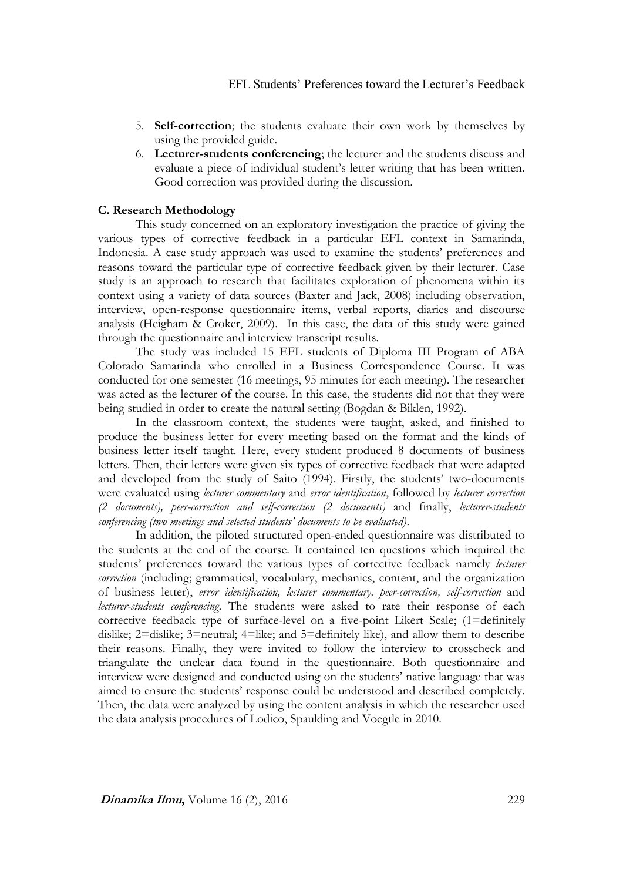5. **Self-correction**; the students evaluate their own work by themselves by using the provided guide.
6. **Lecturer-students conferencing**; the lecturer and the students discuss and evaluate a piece of individual student's letter writing that has been written. Good correction was provided during the discussion.

### C. Research Methodology

This study concerned on an exploratory investigation the practice of giving the various types of corrective feedback in a particular EFL context in Samarinda, Indonesia. A case study approach was used to examine the students' preferences and reasons toward the particular type of corrective feedback given by their lecturer. Case study is an approach to research that facilitates exploration of phenomena within its context using a variety of data sources (Baxter and Jack, 2008) including observation, interview, open-response questionnaire items, verbal reports, diaries and discourse analysis (Heigham & Croker, 2009). In this case, the data of this study were gained through the questionnaire and interview transcript results.

The study was included 15 EFL students of Diploma III Program of ABA Colorado Samarinda who enrolled in a Business Correspondence Course. It was conducted for one semester (16 meetings, 95 minutes for each meeting). The researcher was acted as the lecturer of the course. In this case, the students did not that they were being studied in order to create the natural setting (Bogdan & Biklen, 1992).

In the classroom context, the students were taught, asked, and finished to produce the business letter for every meeting based on the format and the kinds of business letter itself taught. Here, every student produced 8 documents of business letters. Then, their letters were given six types of corrective feedback that were adapted and developed from the study of Saito (1994). Firstly, the students' two-documents were evaluated using *lecturer commentary* and *error identification*, followed by *lecturer correction (2 documents), peer-correction and self-correction (2 documents)* and finally, *lecturer-students conferencing (two meetings and selected students' documents to be evaluated)*.

In addition, the piloted structured open-ended questionnaire was distributed to the students at the end of the course. It contained ten questions which inquired the students' preferences toward the various types of corrective feedback namely *lecturer correction* (including; grammatical, vocabulary, mechanics, content, and the organization of business letter), *error identification, lecturer commentary, peer-correction, self-correction* and *lecturer-students conferencing*. The students were asked to rate their response of each corrective feedback type of surface-level on a five-point Likert Scale; (1=definitely dislike; 2=dislike; 3=neutral; 4=like; and 5=definitely like), and allow them to describe their reasons. Finally, they were invited to follow the interview to crosscheck and triangulate the unclear data found in the questionnaire. Both questionnaire and interview were designed and conducted using on the students' native language that was aimed to ensure the students' response could be understood and described completely. Then, the data were analyzed by using the content analysis in which the researcher used the data analysis procedures of Lodico, Spaulding and Voegtle in 2010.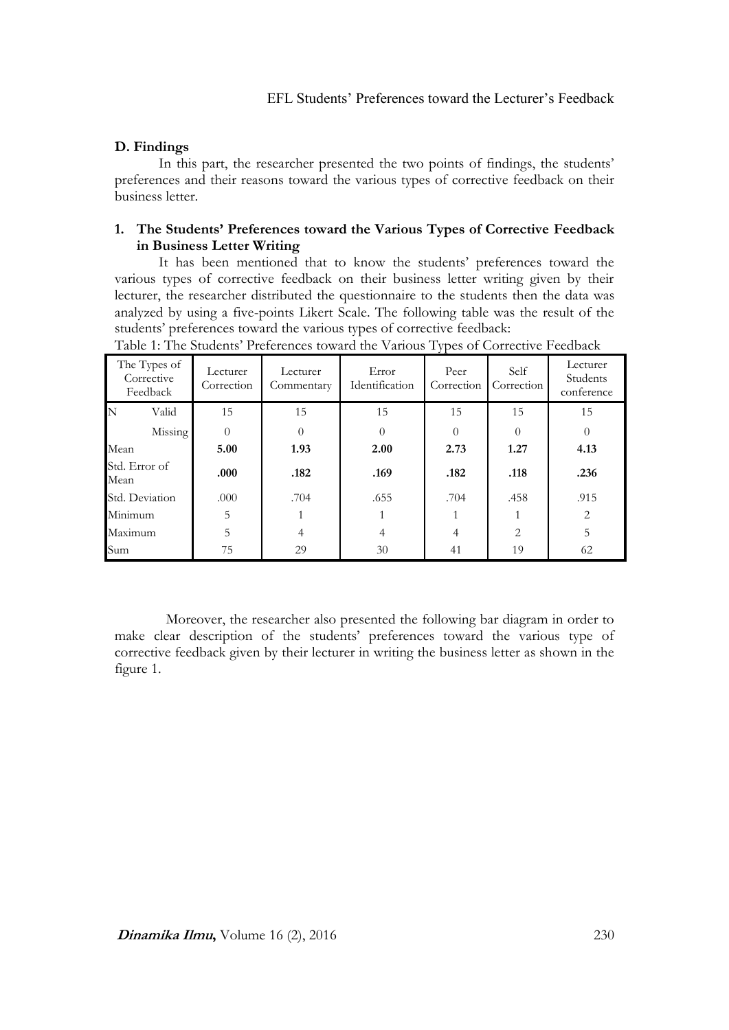## D. Findings

In this part, the researcher presented the two points of findings, the students' preferences and their reasons toward the various types of corrective feedback on their business letter.

### 1. The Students' Preferences toward the Various Types of Corrective Feedback in Business Letter Writing

It has been mentioned that to know the students' preferences toward the various types of corrective feedback on their business letter writing given by their lecturer, the researcher distributed the questionnaire to the students then the data was analyzed by using a five-points Likert Scale. The following table was the result of the students' preferences toward the various types of corrective feedback:

Table 1: The Students' Preferences toward the Various Types of Corrective Feedback

| The Types of Corrective Feedback | | Lecturer Correction | Lecturer Commentary | Error Identification | Peer Correction | Self Correction | Lecturer Students conference |
|---|---|---|---|---|---|---|---|
| N | Valid | 15 | 15 | 15 | 15 | 15 | 15 |
| | Missing | 0 | 0 | 0 | 0 | 0 | 0 |
| Mean | | **5.00** | **1.93** | **2.00** | **2.73** | **1.27** | **4.13** |
| Std. Error of Mean | | **.000** | **.182** | **.169** | **.182** | **.118** | **.236** |
| Std. Deviation | | .000 | .704 | .655 | .704 | .458 | .915 |
| Minimum | | 5 | 1 | 1 | 1 | 1 | 2 |
| Maximum | | 5 | 4 | 4 | 4 | 2 | 5 |
| Sum | | 75 | 29 | 30 | 41 | 19 | 62 |

Moreover, the researcher also presented the following bar diagram in order to make clear description of the students' preferences toward the various type of corrective feedback given by their lecturer in writing the business letter as shown in the figure 1.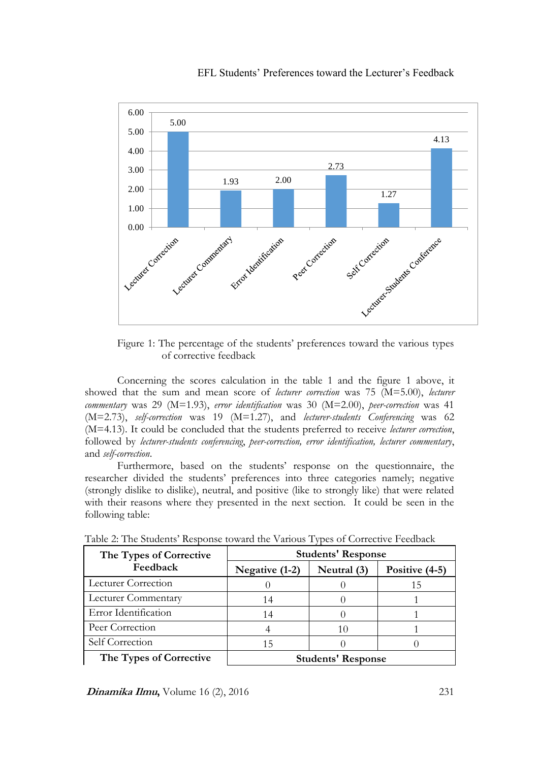Figure 1: The percentage of the students' preferences toward the various types of corrective feedback

Concerning the scores calculation in the table 1 and the figure 1 above, it showed that the sum and mean score of *lecturer correction* was 75 (M=5.00), *lecturer commentary* was 29 (M=1.93), *error identification* was 30 (M=2.00), *peer-correction* was 41 (M=2.73), *self-correction* was 19 (M=1.27), and *lecturer-students Conferencing* was 62 (M=4.13). It could be concluded that the students preferred to receive *lecturer correction*, followed by *lecturer-students conferencing*, *peer-correction, error identification, lecturer commentary*, and *self-correction*.

Furthermore, based on the students' response on the questionnaire, the researcher divided the students' preferences into three categories namely; negative (strongly dislike to dislike), neutral, and positive (like to strongly like) that were related with their reasons where they presented in the next section. It could be seen in the following table:

Table 2: The Students' Response toward the Various Types of Corrective Feedback

| The Types of Corrective Feedback | Students' Response | | |
|---|---|---|---|
| | Negative (1-2) | Neutral (3) | Positive (4-5) |
| Lecturer Correction | 0 | 0 | 15 |
| Lecturer Commentary | 14 | 0 | 1 |
| Error Identification | 14 | 0 | 1 |
| Peer Correction | 4 | 10 | 1 |
| Self Correction | 15 | 0 | 0 |
| **The Types of Corrective** | **Students' Response** | | |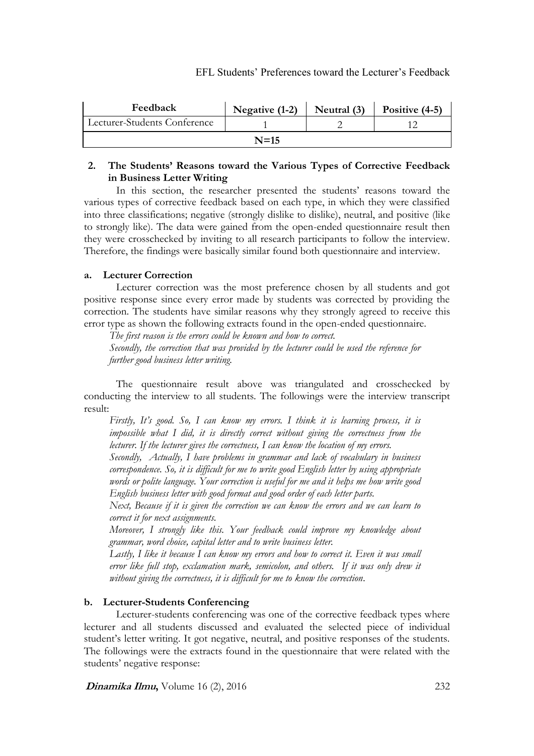| Feedback | Negative (1-2) | Neutral (3) | Positive (4-5) |
|---|---|---|---|
| Lecturer-Students Conference | 1 | 2 | 12 |
| N=15 | | | |

**2. The Students' Reasons toward the Various Types of Corrective Feedback in Business Letter Writing**

In this section, the researcher presented the students' reasons toward the various types of corrective feedback based on each type, in which they were classified into three classifications; negative (strongly dislike to dislike), neutral, and positive (like to strongly like). The data were gained from the open-ended questionnaire result then they were crosschecked by inviting to all research participants to follow the interview. Therefore, the findings were basically similar found both questionnaire and interview.

**a. Lecturer Correction**

Lecturer correction was the most preference chosen by all students and got positive response since every error made by students was corrected by providing the correction. The students have similar reasons why they strongly agreed to receive this error type as shown the following extracts found in the open-ended questionnaire.

*The first reason is the errors could be known and how to correct.*
*Secondly, the correction that was provided by the lecturer could be used the reference for further good business letter writing.*

The questionnaire result above was triangulated and crosschecked by conducting the interview to all students. The followings were the interview transcript result:

*Firstly, It's good. So, I can know my errors. I think it is learning process, it is impossible what I did, it is directly correct without giving the correctness from the lecturer. If the lecturer gives the correctness, I can know the location of my errors.*
*Secondly, Actually, I have problems in grammar and lack of vocabulary in business correspondence. So, it is difficult for me to write good English letter by using appropriate words or polite language. Your correction is useful for me and it helps me how write good English business letter with good format and good order of each letter parts.*
*Next, Because if it is given the correction we can know the errors and we can learn to correct it for next assignments.*
*Moreover, I strongly like this. Your feedback could improve my knowledge about grammar, word choice, capital letter and to write business letter.*
*Lastly, I like it because I can know my errors and how to correct it. Even it was small error like full stop, exclamation mark, semicolon, and others. If it was only drew it without giving the correctness, it is difficult for me to know the correction.*

**b. Lecturer-Students Conferencing**

Lecturer-students conferencing was one of the corrective feedback types where lecturer and all students discussed and evaluated the selected piece of individual student's letter writing. It got negative, neutral, and positive responses of the students. The followings were the extracts found in the questionnaire that were related with the students' negative response: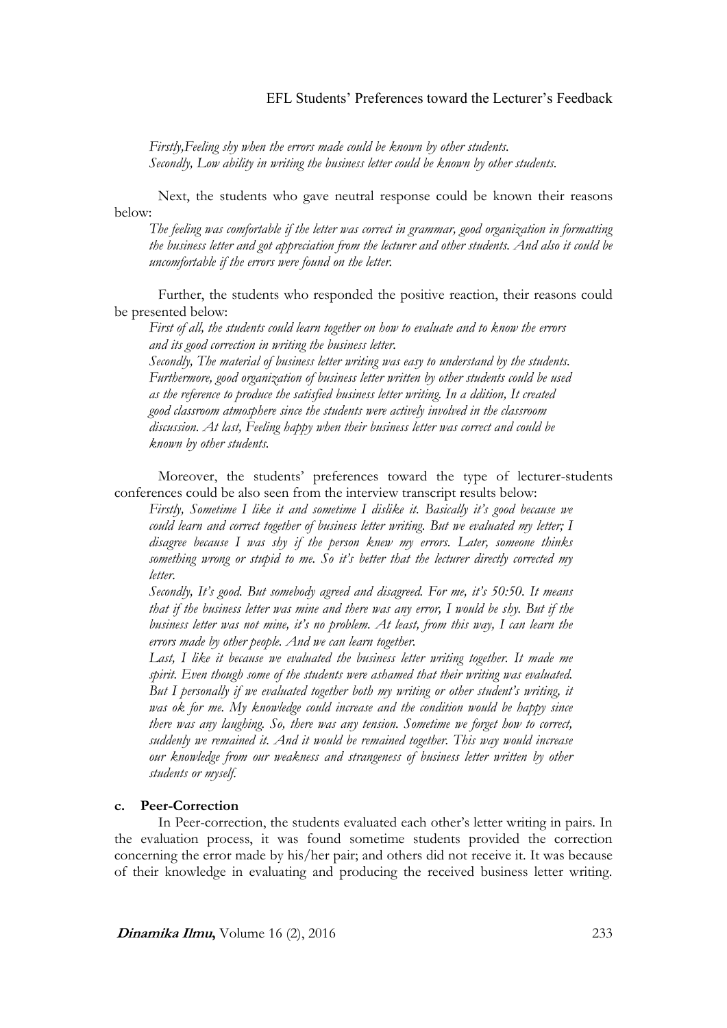*Firstly,Feeling shy when the errors made could be known by other students.*
*Secondly, Low ability in writing the business letter could be known by other students.*

Next, the students who gave neutral response could be known their reasons below:

*The feeling was comfortable if the letter was correct in grammar, good organization in formatting the business letter and got appreciation from the lecturer and other students. And also it could be uncomfortable if the errors were found on the letter.*

Further, the students who responded the positive reaction, their reasons could be presented below:

*First of all, the students could learn together on how to evaluate and to know the errors and its good correction in writing the business letter.*
*Secondly, The material of business letter writing was easy to understand by the students. Furthermore, good organization of business letter written by other students could be used as the reference to produce the satisfied business letter writing. In a ddition, It created good classroom atmosphere since the students were actively involved in the classroom discussion. At last, Feeling happy when their business letter was correct and could be known by other students.*

Moreover, the students' preferences toward the type of lecturer-students conferences could be also seen from the interview transcript results below:

*Firstly, Sometime I like it and sometime I dislike it. Basically it's good because we could learn and correct together of business letter writing. But we evaluated my letter; I disagree because I was shy if the person knew my errors. Later, someone thinks something wrong or stupid to me. So it's better that the lecturer directly corrected my letter.*
*Secondly, It's good. But somebody agreed and disagreed. For me, it's 50:50. It means that if the business letter was mine and there was any error, I would be shy. But if the business letter was not mine, it's no problem. At least, from this way, I can learn the errors made by other people. And we can learn together.*
*Last, I like it because we evaluated the business letter writing together. It made me spirit. Even though some of the students were ashamed that their writing was evaluated. But I personally if we evaluated together both my writing or other student's writing, it was ok for me. My knowledge could increase and the condition would be happy since there was any laughing. So, there was any tension. Sometime we forget how to correct, suddenly we remained it. And it would be remained together. This way would increase our knowledge from our weakness and strangeness of business letter written by other students or myself.*

### c. Peer-Correction

In Peer-correction, the students evaluated each other's letter writing in pairs. In the evaluation process, it was found sometime students provided the correction concerning the error made by his/her pair; and others did not receive it. It was because of their knowledge in evaluating and producing the received business letter writing.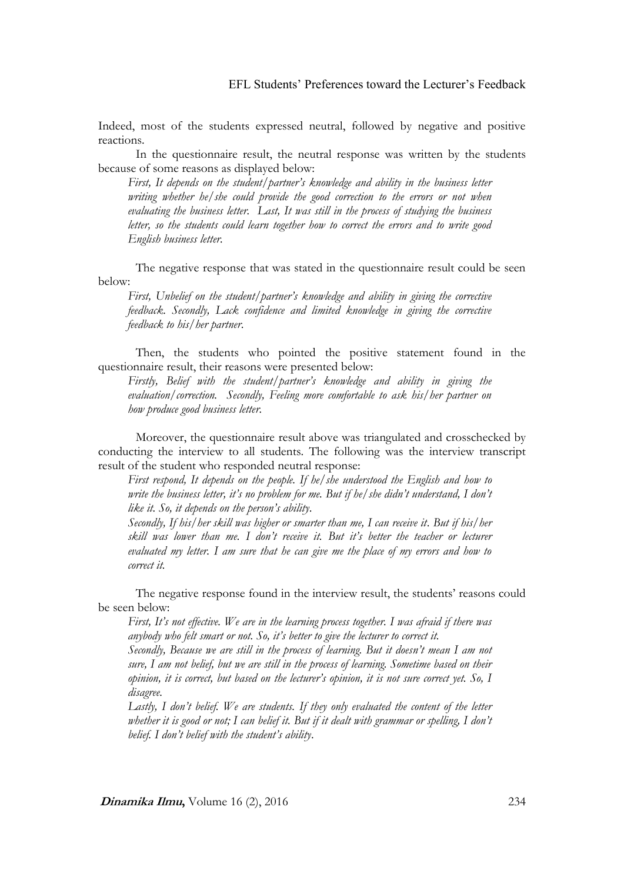Indeed, most of the students expressed neutral, followed by negative and positive reactions.

In the questionnaire result, the neutral response was written by the students because of some reasons as displayed below:

*First, It depends on the student/partner's knowledge and ability in the business letter writing whether he/she could provide the good correction to the errors or not when evaluating the business letter. Last, It was still in the process of studying the business letter, so the students could learn together how to correct the errors and to write good English business letter.*

The negative response that was stated in the questionnaire result could be seen below:

*First, Unbelief on the student/partner's knowledge and ability in giving the corrective feedback. Secondly, Lack confidence and limited knowledge in giving the corrective feedback to his/her partner.*

Then, the students who pointed the positive statement found in the questionnaire result, their reasons were presented below:

*Firstly, Belief with the student/partner's knowledge and ability in giving the evaluation/correction. Secondly, Feeling more comfortable to ask his/her partner on how produce good business letter.*

Moreover, the questionnaire result above was triangulated and crosschecked by conducting the interview to all students. The following was the interview transcript result of the student who responded neutral response:

*First respond, It depends on the people. If he/she understood the English and how to write the business letter, it's no problem for me. But if he/she didn't understand, I don't like it. So, it depends on the person's ability.*

*Secondly, If his/her skill was higher or smarter than me, I can receive it. But if his/her skill was lower than me. I don't receive it. But it's better the teacher or lecturer evaluated my letter. I am sure that he can give me the place of my errors and how to correct it.*

The negative response found in the interview result, the students' reasons could be seen below:

*First, It's not effective. We are in the learning process together. I was afraid if there was anybody who felt smart or not. So, it's better to give the lecturer to correct it.*

*Secondly, Because we are still in the process of learning. But it doesn't mean I am not sure, I am not belief, but we are still in the process of learning. Sometime based on their opinion, it is correct, but based on the lecturer's opinion, it is not sure correct yet. So, I disagree.*

*Lastly, I don't belief. We are students. If they only evaluated the content of the letter whether it is good or not; I can belief it. But if it dealt with grammar or spelling, I don't belief. I don't belief with the student's ability.*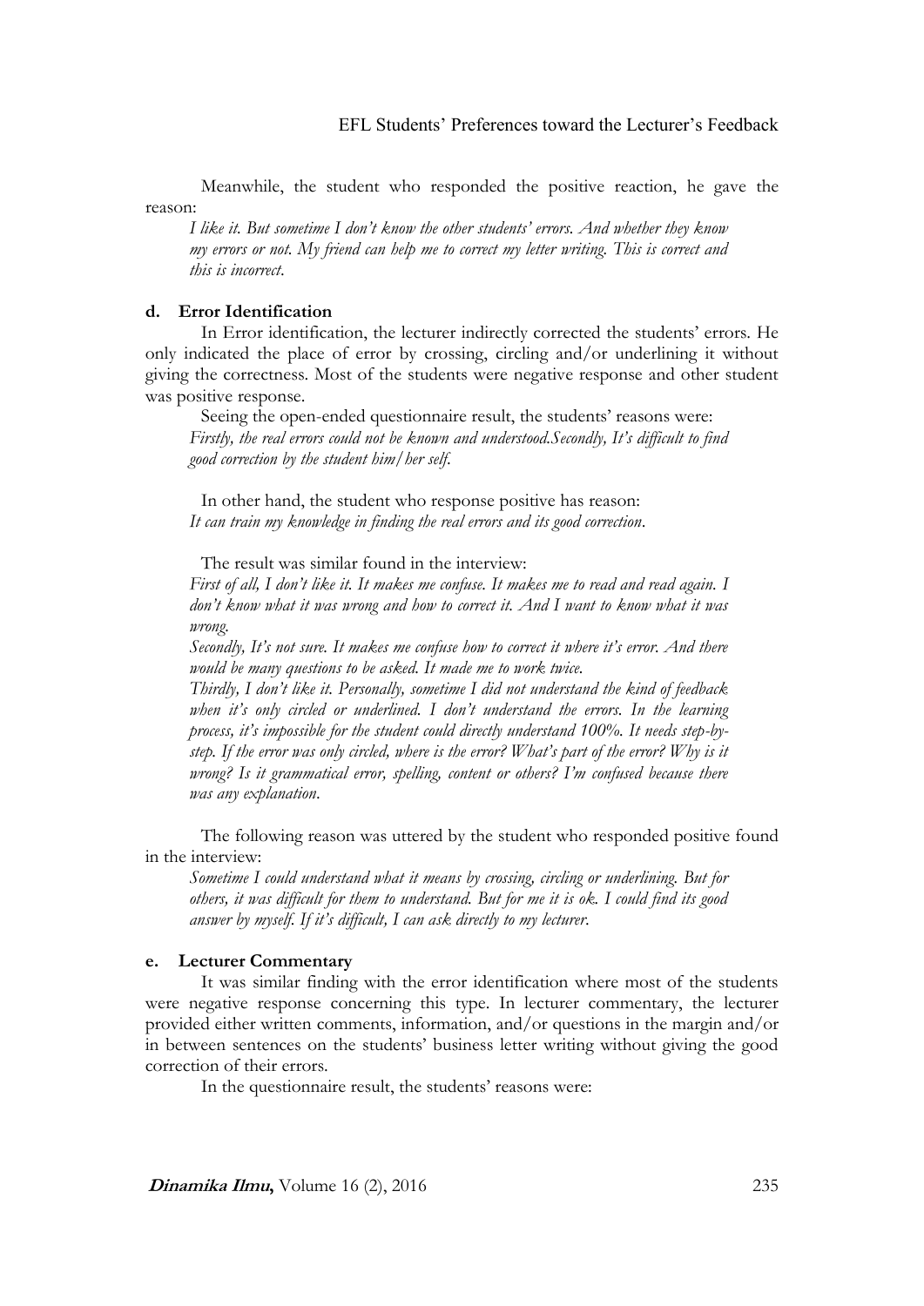Meanwhile, the student who responded the positive reaction, he gave the reason:

> *I like it. But sometime I don't know the other students' errors. And whether they know my errors or not. My friend can help me to correct my letter writing. This is correct and this is incorrect.*

**d. Error Identification**

In Error identification, the lecturer indirectly corrected the students' errors. He only indicated the place of error by crossing, circling and/or underlining it without giving the correctness. Most of the students were negative response and other student was positive response.

Seeing the open-ended questionnaire result, the students' reasons were:

> *Firstly, the real errors could not be known and understood.Secondly, It's difficult to find good correction by the student him/her self.*

In other hand, the student who response positive has reason:

> *It can train my knowledge in finding the real errors and its good correction.*

The result was similar found in the interview:

> *First of all, I don't like it. It makes me confuse. It makes me to read and read again. I don't know what it was wrong and how to correct it. And I want to know what it was wrong.*
>
> *Secondly, It's not sure. It makes me confuse how to correct it where it's error. And there would be many questions to be asked. It made me to work twice.*
>
> *Thirdly, I don't like it. Personally, sometime I did not understand the kind of feedback when it's only circled or underlined. I don't understand the errors. In the learning process, it's impossible for the student could directly understand 100%. It needs step-by-step. If the error was only circled, where is the error? What's part of the error? Why is it wrong? Is it grammatical error, spelling, content or others? I'm confused because there was any explanation.*

The following reason was uttered by the student who responded positive found in the interview:

> *Sometime I could understand what it means by crossing, circling or underlining. But for others, it was difficult for them to understand. But for me it is ok. I could find its good answer by myself. If it's difficult, I can ask directly to my lecturer.*

**e. Lecturer Commentary**

It was similar finding with the error identification where most of the students were negative response concerning this type. In lecturer commentary, the lecturer provided either written comments, information, and/or questions in the margin and/or in between sentences on the students' business letter writing without giving the good correction of their errors.

In the questionnaire result, the students' reasons were: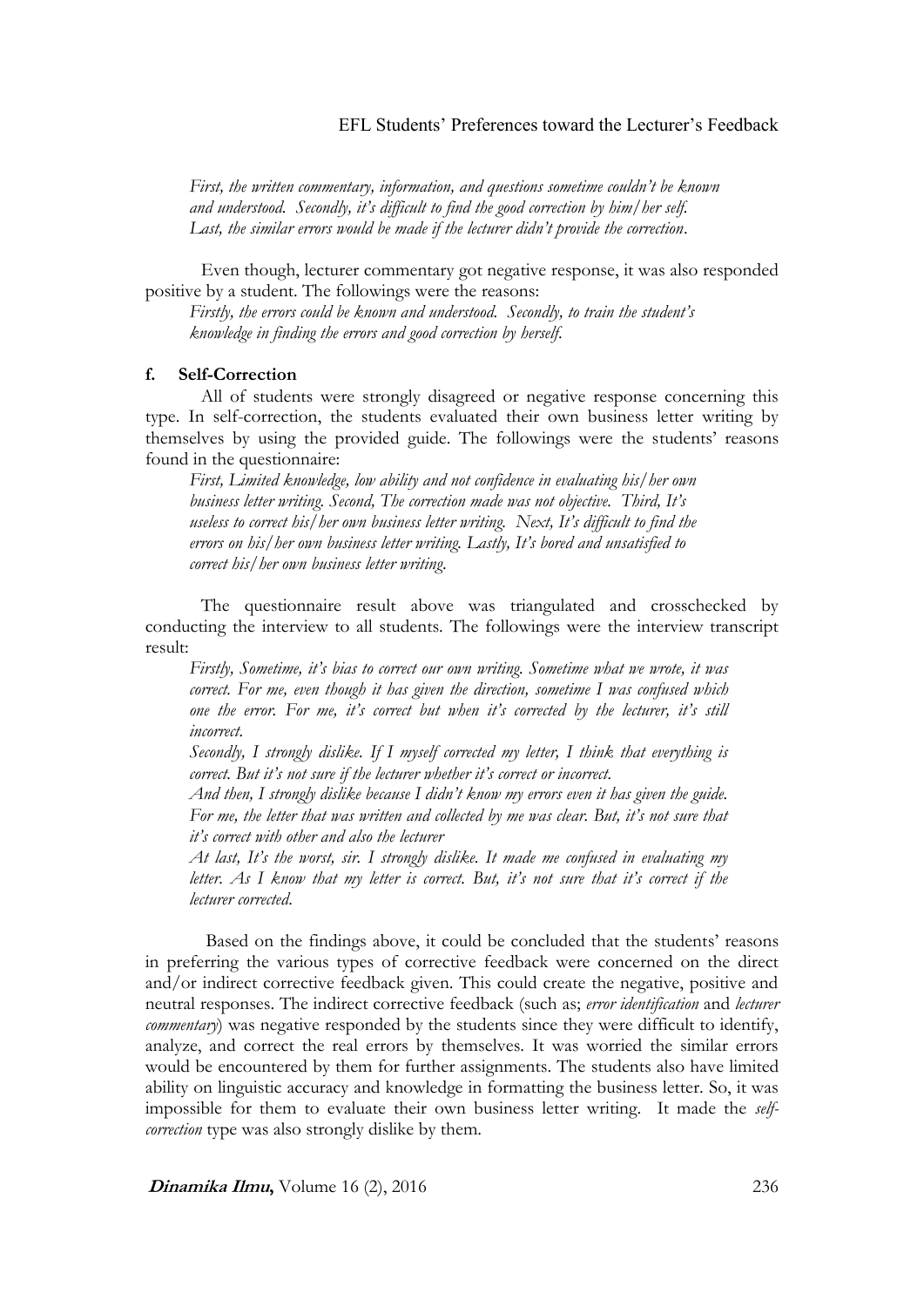*First, the written commentary, information, and questions sometime couldn't be known and understood. Secondly, it's difficult to find the good correction by him/her self. Last, the similar errors would be made if the lecturer didn't provide the correction.*

Even though, lecturer commentary got negative response, it was also responded positive by a student. The followings were the reasons:

*Firstly, the errors could be known and understood. Secondly, to train the student's knowledge in finding the errors and good correction by herself.*

**f. Self-Correction**

All of students were strongly disagreed or negative response concerning this type. In self-correction, the students evaluated their own business letter writing by themselves by using the provided guide. The followings were the students' reasons found in the questionnaire:

*First, Limited knowledge, low ability and not confidence in evaluating his/her own business letter writing. Second, The correction made was not objective. Third, It's useless to correct his/her own business letter writing. Next, It's difficult to find the errors on his/her own business letter writing. Lastly, It's bored and unsatisfied to correct his/her own business letter writing.*

The questionnaire result above was triangulated and crosschecked by conducting the interview to all students. The followings were the interview transcript result:

*Firstly, Sometime, it's bias to correct our own writing. Sometime what we wrote, it was correct. For me, even though it has given the direction, sometime I was confused which one the error. For me, it's correct but when it's corrected by the lecturer, it's still incorrect.*

*Secondly, I strongly dislike. If I myself corrected my letter, I think that everything is correct. But it's not sure if the lecturer whether it's correct or incorrect.*

*And then, I strongly dislike because I didn't know my errors even it has given the guide. For me, the letter that was written and collected by me was clear. But, it's not sure that it's correct with other and also the lecturer*

*At last, It's the worst, sir. I strongly dislike. It made me confused in evaluating my letter. As I know that my letter is correct. But, it's not sure that it's correct if the lecturer corrected.*

Based on the findings above, it could be concluded that the students' reasons in preferring the various types of corrective feedback were concerned on the direct and/or indirect corrective feedback given. This could create the negative, positive and neutral responses. The indirect corrective feedback (such as; *error identification* and *lecturer commentary*) was negative responded by the students since they were difficult to identify, analyze, and correct the real errors by themselves. It was worried the similar errors would be encountered by them for further assignments. The students also have limited ability on linguistic accuracy and knowledge in formatting the business letter. So, it was impossible for them to evaluate their own business letter writing. It made the *self-correction* type was also strongly dislike by them.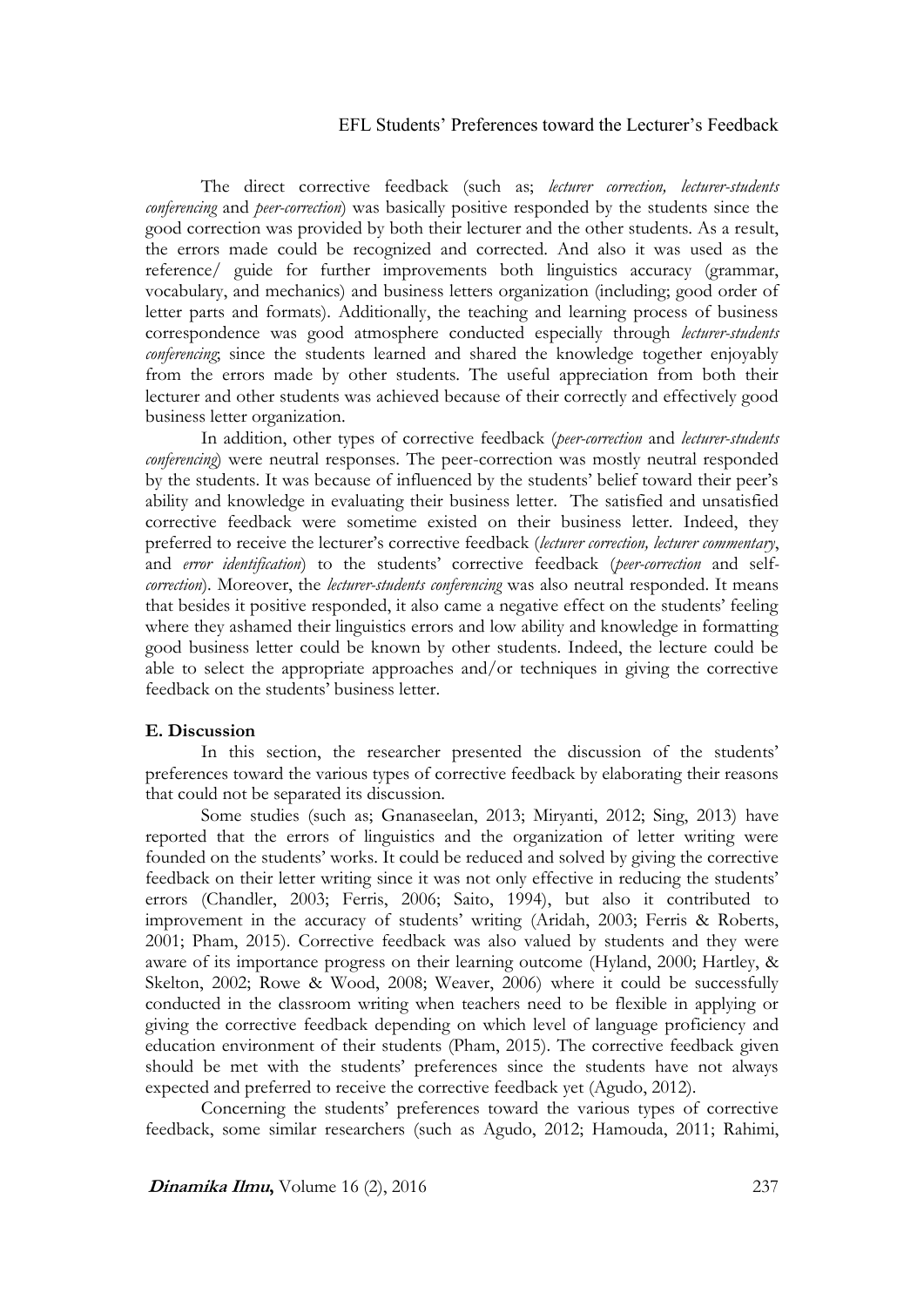The direct corrective feedback (such as; *lecturer correction, lecturer-students conferencing* and *peer-correction*) was basically positive responded by the students since the good correction was provided by both their lecturer and the other students. As a result, the errors made could be recognized and corrected. And also it was used as the reference/ guide for further improvements both linguistics accuracy (grammar, vocabulary, and mechanics) and business letters organization (including; good order of letter parts and formats). Additionally, the teaching and learning process of business correspondence was good atmosphere conducted especially through *lecturer-students conferencing*; since the students learned and shared the knowledge together enjoyably from the errors made by other students. The useful appreciation from both their lecturer and other students was achieved because of their correctly and effectively good business letter organization.

In addition, other types of corrective feedback (*peer-correction* and *lecturer-students conferencing*) were neutral responses. The peer-correction was mostly neutral responded by the students. It was because of influenced by the students' belief toward their peer's ability and knowledge in evaluating their business letter. The satisfied and unsatisfied corrective feedback were sometime existed on their business letter. Indeed, they preferred to receive the lecturer's corrective feedback (*lecturer correction, lecturer commentary*, and *error identification*) to the students' corrective feedback (*peer-correction* and *self-correction*). Moreover, the *lecturer-students conferencing* was also neutral responded. It means that besides it positive responded, it also came a negative effect on the students' feeling where they ashamed their linguistics errors and low ability and knowledge in formatting good business letter could be known by other students. Indeed, the lecture could be able to select the appropriate approaches and/or techniques in giving the corrective feedback on the students' business letter.

## E. Discussion

In this section, the researcher presented the discussion of the students' preferences toward the various types of corrective feedback by elaborating their reasons that could not be separated its discussion.

Some studies (such as; Gnanaseelan, 2013; Miryanti, 2012; Sing, 2013) have reported that the errors of linguistics and the organization of letter writing were founded on the students' works. It could be reduced and solved by giving the corrective feedback on their letter writing since it was not only effective in reducing the students' errors (Chandler, 2003; Ferris, 2006; Saito, 1994), but also it contributed to improvement in the accuracy of students' writing (Aridah, 2003; Ferris & Roberts, 2001; Pham, 2015). Corrective feedback was also valued by students and they were aware of its importance progress on their learning outcome (Hyland, 2000; Hartley, & Skelton, 2002; Rowe & Wood, 2008; Weaver, 2006) where it could be successfully conducted in the classroom writing when teachers need to be flexible in applying or giving the corrective feedback depending on which level of language proficiency and education environment of their students (Pham, 2015). The corrective feedback given should be met with the students' preferences since the students have not always expected and preferred to receive the corrective feedback yet (Agudo, 2012).

Concerning the students' preferences toward the various types of corrective feedback, some similar researchers (such as Agudo, 2012; Hamouda, 2011; Rahimi,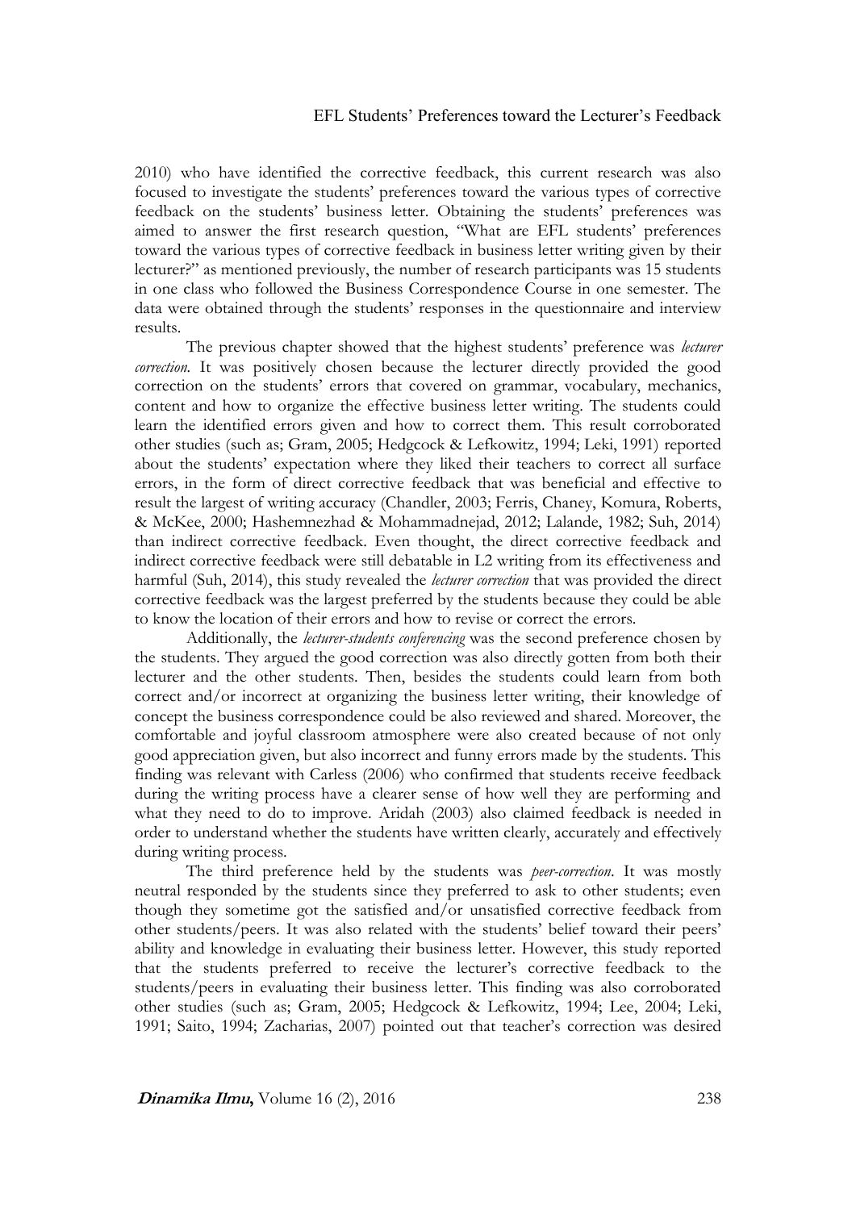2010) who have identified the corrective feedback, this current research was also focused to investigate the students' preferences toward the various types of corrective feedback on the students' business letter. Obtaining the students' preferences was aimed to answer the first research question, "What are EFL students' preferences toward the various types of corrective feedback in business letter writing given by their lecturer?" as mentioned previously, the number of research participants was 15 students in one class who followed the Business Correspondence Course in one semester. The data were obtained through the students' responses in the questionnaire and interview results.

The previous chapter showed that the highest students' preference was *lecturer correction*. It was positively chosen because the lecturer directly provided the good correction on the students' errors that covered on grammar, vocabulary, mechanics, content and how to organize the effective business letter writing. The students could learn the identified errors given and how to correct them. This result corroborated other studies (such as; Gram, 2005; Hedgcock & Lefkowitz, 1994; Leki, 1991) reported about the students' expectation where they liked their teachers to correct all surface errors, in the form of direct corrective feedback that was beneficial and effective to result the largest of writing accuracy (Chandler, 2003; Ferris, Chaney, Komura, Roberts, & McKee, 2000; Hashemnezhad & Mohammadnejad, 2012; Lalande, 1982; Suh, 2014) than indirect corrective feedback. Even thought, the direct corrective feedback and indirect corrective feedback were still debatable in L2 writing from its effectiveness and harmful (Suh, 2014), this study revealed the *lecturer correction* that was provided the direct corrective feedback was the largest preferred by the students because they could be able to know the location of their errors and how to revise or correct the errors.

Additionally, the *lecturer-students conferencing* was the second preference chosen by the students. They argued the good correction was also directly gotten from both their lecturer and the other students. Then, besides the students could learn from both correct and/or incorrect at organizing the business letter writing, their knowledge of concept the business correspondence could be also reviewed and shared. Moreover, the comfortable and joyful classroom atmosphere were also created because of not only good appreciation given, but also incorrect and funny errors made by the students. This finding was relevant with Carless (2006) who confirmed that students receive feedback during the writing process have a clearer sense of how well they are performing and what they need to do to improve. Aridah (2003) also claimed feedback is needed in order to understand whether the students have written clearly, accurately and effectively during writing process.

The third preference held by the students was *peer-correction*. It was mostly neutral responded by the students since they preferred to ask to other students; even though they sometime got the satisfied and/or unsatisfied corrective feedback from other students/peers. It was also related with the students' belief toward their peers' ability and knowledge in evaluating their business letter. However, this study reported that the students preferred to receive the lecturer's corrective feedback to the students/peers in evaluating their business letter. This finding was also corroborated other studies (such as; Gram, 2005; Hedgcock & Lefkowitz, 1994; Lee, 2004; Leki, 1991; Saito, 1994; Zacharias, 2007) pointed out that teacher's correction was desired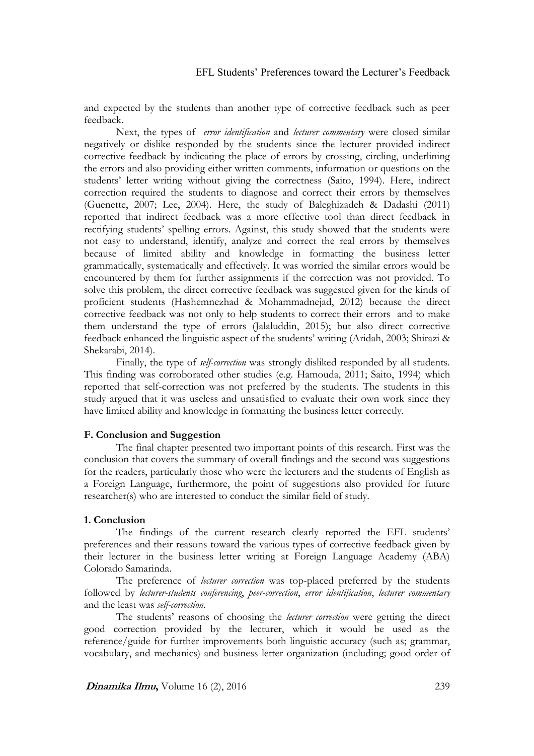and expected by the students than another type of corrective feedback such as peer feedback.

Next, the types of *error identification* and *lecturer commentary* were closed similar negatively or dislike responded by the students since the lecturer provided indirect corrective feedback by indicating the place of errors by crossing, circling, underlining the errors and also providing either written comments, information or questions on the students' letter writing without giving the correctness (Saito, 1994). Here, indirect correction required the students to diagnose and correct their errors by themselves (Guenette, 2007; Lee, 2004). Here, the study of Baleghizadeh & Dadashi (2011) reported that indirect feedback was a more effective tool than direct feedback in rectifying students' spelling errors. Against, this study showed that the students were not easy to understand, identify, analyze and correct the real errors by themselves because of limited ability and knowledge in formatting the business letter grammatically, systematically and effectively. It was worried the similar errors would be encountered by them for further assignments if the correction was not provided. To solve this problem, the direct corrective feedback was suggested given for the kinds of proficient students (Hashemnezhad & Mohammadnejad, 2012) because the direct corrective feedback was not only to help students to correct their errors and to make them understand the type of errors (Jalaluddin, 2015); but also direct corrective feedback enhanced the linguistic aspect of the students' writing (Aridah, 2003; Shirazi & Shekarabi, 2014).

Finally, the type of *self-correction* was strongly disliked responded by all students. This finding was corroborated other studies (e.g. Hamouda, 2011; Saito, 1994) which reported that self-correction was not preferred by the students. The students in this study argued that it was useless and unsatisfied to evaluate their own work since they have limited ability and knowledge in formatting the business letter correctly.

## F. Conclusion and Suggestion

The final chapter presented two important points of this research. First was the conclusion that covers the summary of overall findings and the second was suggestions for the readers, particularly those who were the lecturers and the students of English as a Foreign Language, furthermore, the point of suggestions also provided for future researcher(s) who are interested to conduct the similar field of study.

### 1. Conclusion

The findings of the current research clearly reported the EFL students' preferences and their reasons toward the various types of corrective feedback given by their lecturer in the business letter writing at Foreign Language Academy (ABA) Colorado Samarinda.

The preference of *lecturer correction* was top-placed preferred by the students followed by *lecturer-students conferencing*, *peer-correction*, *error identification*, *lecturer commentary* and the least was *self-correction*.

The students' reasons of choosing the *lecturer correction* were getting the direct good correction provided by the lecturer, which it would be used as the reference/guide for further improvements both linguistic accuracy (such as; grammar, vocabulary, and mechanics) and business letter organization (including; good order of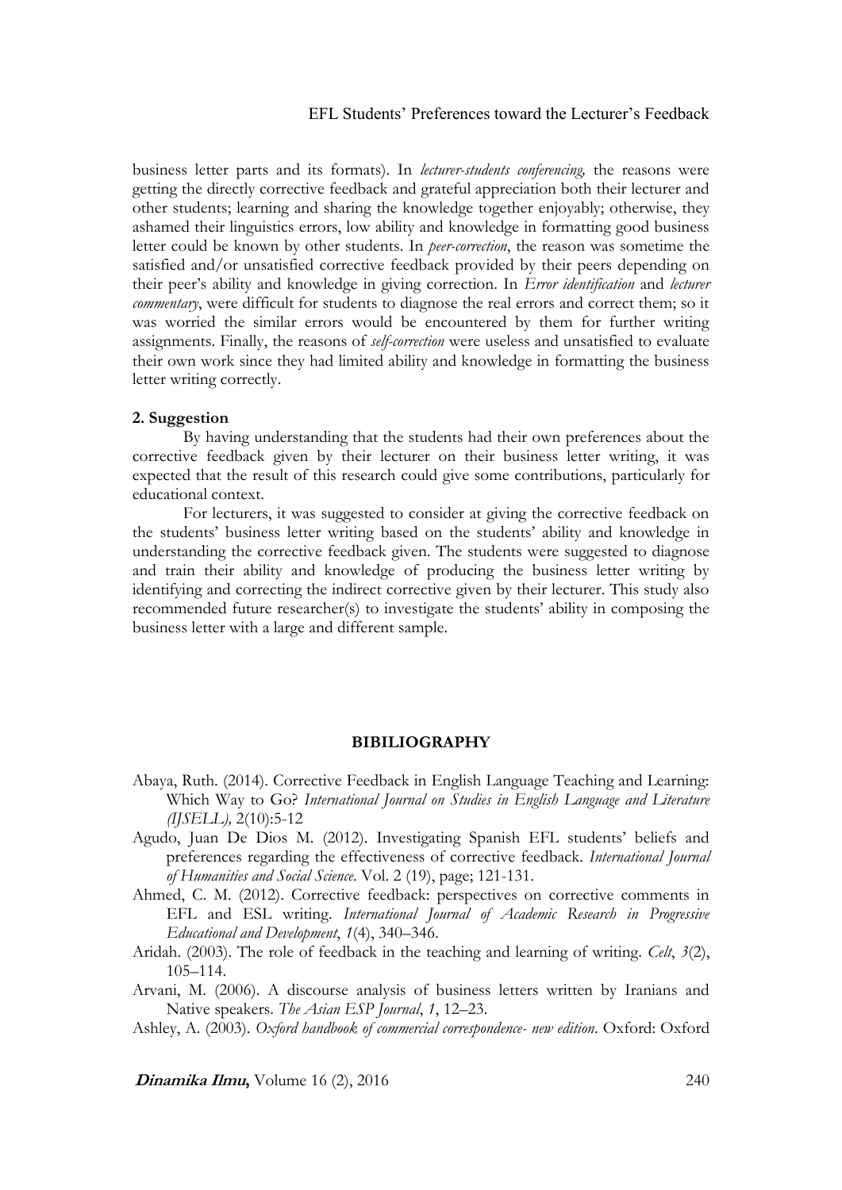business letter parts and its formats). In *lecturer-students conferencing,* the reasons were getting the directly corrective feedback and grateful appreciation both their lecturer and other students; learning and sharing the knowledge together enjoyably; otherwise, they ashamed their linguistics errors, low ability and knowledge in formatting good business letter could be known by other students. In *peer-correction*, the reason was sometime the satisfied and/or unsatisfied corrective feedback provided by their peers depending on their peer's ability and knowledge in giving correction. In *Error identification* and *lecturer commentary*, were difficult for students to diagnose the real errors and correct them; so it was worried the similar errors would be encountered by them for further writing assignments. Finally, the reasons of *self-correction* were useless and unsatisfied to evaluate their own work since they had limited ability and knowledge in formatting the business letter writing correctly.

**2. Suggestion**

By having understanding that the students had their own preferences about the corrective feedback given by their lecturer on their business letter writing, it was expected that the result of this research could give some contributions, particularly for educational context.

For lecturers, it was suggested to consider at giving the corrective feedback on the students' business letter writing based on the students' ability and knowledge in understanding the corrective feedback given. The students were suggested to diagnose and train their ability and knowledge of producing the business letter writing by identifying and correcting the indirect corrective given by their lecturer. This study also recommended future researcher(s) to investigate the students' ability in composing the business letter with a large and different sample.

## BIBILIOGRAPHY

Abaya, Ruth. (2014). Corrective Feedback in English Language Teaching and Learning: Which Way to Go? *International Journal on Studies in English Language and Literature (IJSELL),* 2(10):5-12

Agudo, Juan De Dios M. (2012). Investigating Spanish EFL students' beliefs and preferences regarding the effectiveness of corrective feedback. *International Journal of Humanities and Social Science*. Vol. 2 (19), page; 121-131.

Ahmed, C. M. (2012). Corrective feedback: perspectives on corrective comments in EFL and ESL writing. *International Journal of Academic Research in Progressive Educational and Development*, *1*(4), 340–346.

Aridah. (2003). The role of feedback in the teaching and learning of writing. *Celt*, *3*(2), 105–114.

Arvani, M. (2006). A discourse analysis of business letters written by Iranians and Native speakers. *The Asian ESP Journal*, *1*, 12–23.

Ashley, A. (2003). *Oxford handbook of commercial correspondence- new edition*. Oxford: Oxford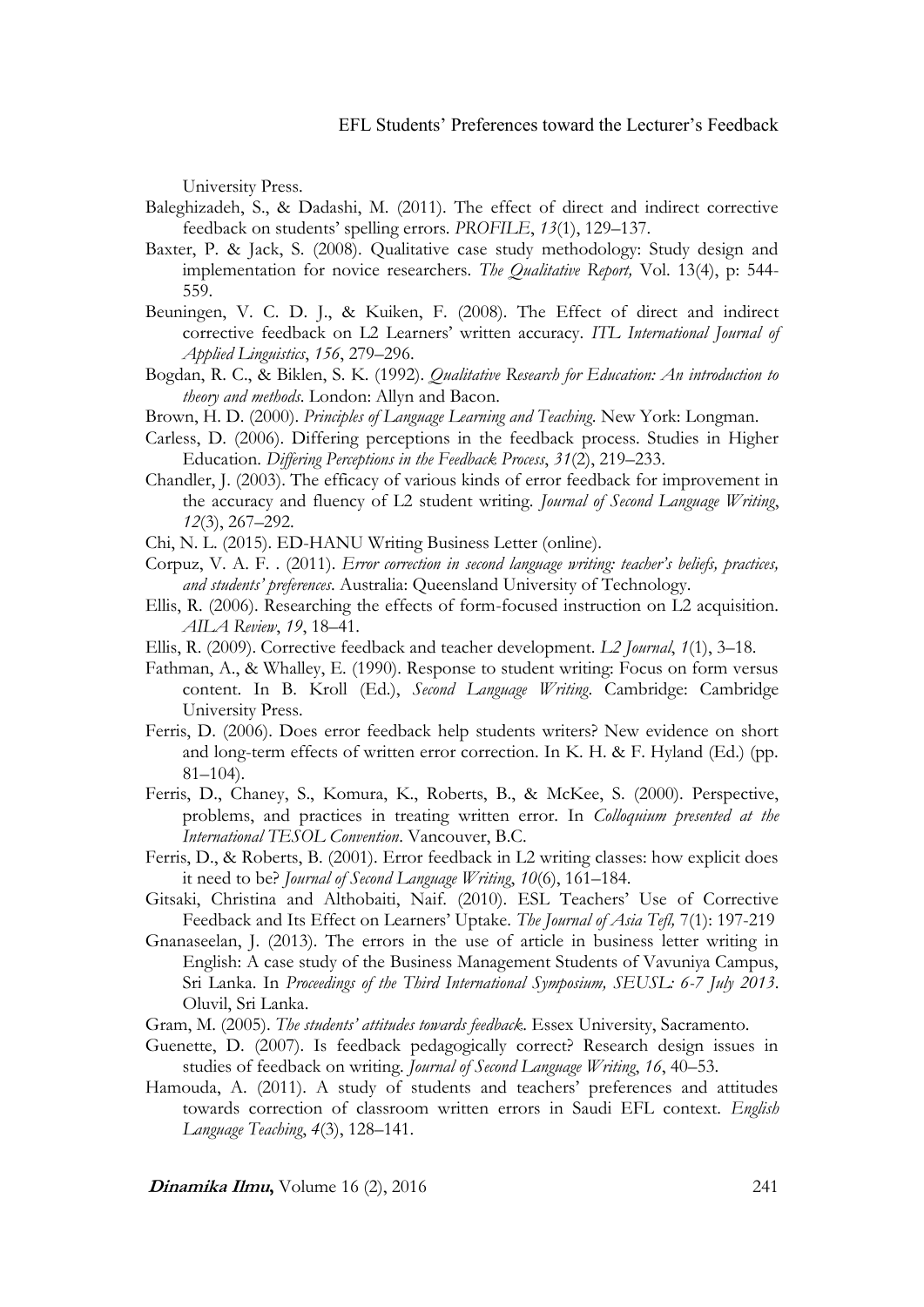University Press.

Baleghizadeh, S., & Dadashi, M. (2011). The effect of direct and indirect corrective feedback on students' spelling errors. *PROFILE*, *13*(1), 129–137.

Baxter, P. & Jack, S. (2008). Qualitative case study methodology: Study design and implementation for novice researchers. *The Qualitative Report,* Vol. 13(4), p: 544-559.

Beuningen, V. C. D. J., & Kuiken, F. (2008). The Effect of direct and indirect corrective feedback on L2 Learners' written accuracy. *ITL International Journal of Applied Linguistics*, *156*, 279–296.

Bogdan, R. C., & Biklen, S. K. (1992). *Qualitative Research for Education: An introduction to theory and methods*. London: Allyn and Bacon.

Brown, H. D. (2000). *Principles of Language Learning and Teaching*. New York: Longman.

Carless, D. (2006). Differing perceptions in the feedback process. Studies in Higher Education. *Differing Perceptions in the Feedback Process*, *31*(2), 219–233.

Chandler, J. (2003). The efficacy of various kinds of error feedback for improvement in the accuracy and fluency of L2 student writing. *Journal of Second Language Writing*, *12*(3), 267–292.

Chi, N. L. (2015). ED-HANU Writing Business Letter (online).

Corpuz, V. A. F. . (2011). *Error correction in second language writing: teacher's beliefs, practices, and students' preferences*. Australia: Queensland University of Technology.

Ellis, R. (2006). Researching the effects of form-focused instruction on L2 acquisition. *AILA Review*, *19*, 18–41.

Ellis, R. (2009). Corrective feedback and teacher development. *L2 Journal*, *1*(1), 3–18.

Fathman, A., & Whalley, E. (1990). Response to student writing: Focus on form versus content. In B. Kroll (Ed.), *Second Language Writing*. Cambridge: Cambridge University Press.

Ferris, D. (2006). Does error feedback help students writers? New evidence on short and long-term effects of written error correction. In K. H. & F. Hyland (Ed.) (pp. 81–104).

Ferris, D., Chaney, S., Komura, K., Roberts, B., & McKee, S. (2000). Perspective, problems, and practices in treating written error. In *Colloquium presented at the International TESOL Convention*. Vancouver, B.C.

Ferris, D., & Roberts, B. (2001). Error feedback in L2 writing classes: how explicit does it need to be? *Journal of Second Language Writing*, *10*(6), 161–184.

Gitsaki, Christina and Althobaiti, Naif. (2010). ESL Teachers' Use of Corrective Feedback and Its Effect on Learners' Uptake. *The Journal of Asia Tefl,* 7(1): 197-219

Gnanaseelan, J. (2013). The errors in the use of article in business letter writing in English: A case study of the Business Management Students of Vavuniya Campus, Sri Lanka. In *Proceedings of the Third International Symposium, SEUSL: 6-7 July 2013*. Oluvil, Sri Lanka.

Gram, M. (2005). *The students' attitudes towards feedback*. Essex University, Sacramento.

Guenette, D. (2007). Is feedback pedagogically correct? Research design issues in studies of feedback on writing. *Journal of Second Language Writing*, *16*, 40–53.

Hamouda, A. (2011). A study of students and teachers' preferences and attitudes towards correction of classroom written errors in Saudi EFL context. *English Language Teaching*, *4*(3), 128–141.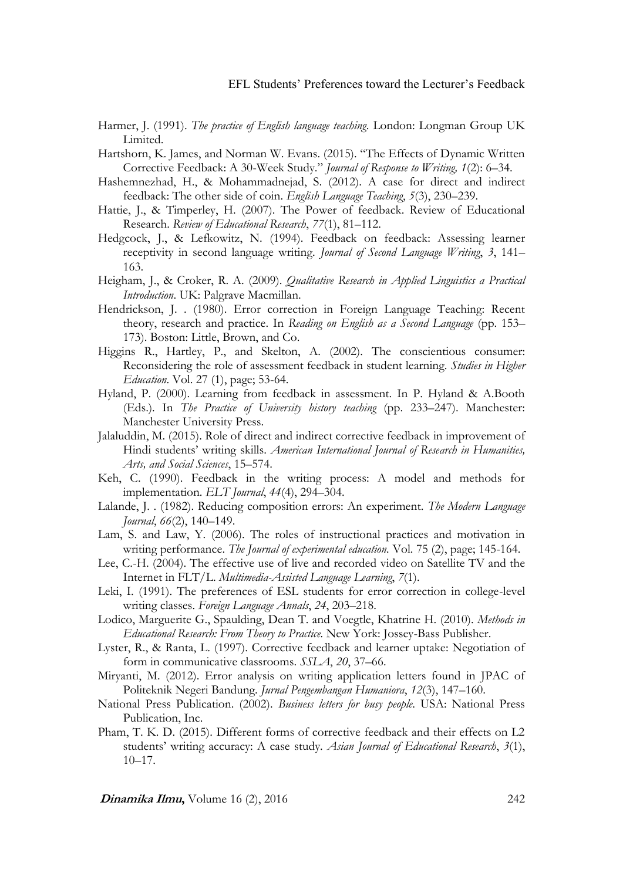Harmer, J. (1991). *The practice of English language teaching*. London: Longman Group UK Limited.

Hartshorn, K. James, and Norman W. Evans. (2015). "The Effects of Dynamic Written Corrective Feedback: A 30-Week Study." *Journal of Response to Writing, 1*(2): 6–34.

Hashemnezhad, H., & Mohammadnejad, S. (2012). A case for direct and indirect feedback: The other side of coin. *English Language Teaching*, *5*(3), 230–239.

Hattie, J., & Timperley, H. (2007). The Power of feedback. Review of Educational Research. *Review of Educational Research*, *77*(1), 81–112.

Hedgcock, J., & Lefkowitz, N. (1994). Feedback on feedback: Assessing learner receptivity in second language writing. *Journal of Second Language Writing*, *3*, 141–163.

Heigham, J., & Croker, R. A. (2009). *Qualitative Research in Applied Linguistics a Practical Introduction*. UK: Palgrave Macmillan.

Hendrickson, J. . (1980). Error correction in Foreign Language Teaching: Recent theory, research and practice. In *Reading on English as a Second Language* (pp. 153–173). Boston: Little, Brown, and Co.

Higgins R., Hartley, P., and Skelton, A. (2002). The conscientious consumer: Reconsidering the role of assessment feedback in student learning. *Studies in Higher Education*. Vol. 27 (1), page; 53-64.

Hyland, P. (2000). Learning from feedback in assessment. In P. Hyland & A.Booth (Eds.). In *The Practice of University history teaching* (pp. 233–247). Manchester: Manchester University Press.

Jalaluddin, M. (2015). Role of direct and indirect corrective feedback in improvement of Hindi students' writing skills. *American International Journal of Research in Humanities, Arts, and Social Sciences*, 15–574.

Keh, C. (1990). Feedback in the writing process: A model and methods for implementation. *ELT Journal*, *44*(4), 294–304.

Lalande, J. . (1982). Reducing composition errors: An experiment. *The Modern Language Journal*, *66*(2), 140–149.

Lam, S. and Law, Y. (2006). The roles of instructional practices and motivation in writing performance. *The Journal of experimental education*. Vol. 75 (2), page; 145-164.

Lee, C.-H. (2004). The effective use of live and recorded video on Satellite TV and the Internet in FLT/L. *Multimedia-Assisted Language Learning*, *7*(1).

Leki, I. (1991). The preferences of ESL students for error correction in college-level writing classes. *Foreign Language Annals*, *24*, 203–218.

Lodico, Marguerite G., Spaulding, Dean T. and Voegtle, Khatrine H. (2010). *Methods in Educational Research: From Theory to Practice.* New York: Jossey-Bass Publisher.

Lyster, R., & Ranta, L. (1997). Corrective feedback and learner uptake: Negotiation of form in communicative classrooms. *SSLA*, *20*, 37–66.

Miryanti, M. (2012). Error analysis on writing application letters found in JPAC of Politeknik Negeri Bandung. *Jurnal Pengembangan Humaniora*, *12*(3), 147–160.

National Press Publication. (2002). *Business letters for busy people*. USA: National Press Publication, Inc.

Pham, T. K. D. (2015). Different forms of corrective feedback and their effects on L2 students' writing accuracy: A case study. *Asian Journal of Educational Research*, *3*(1), 10–17.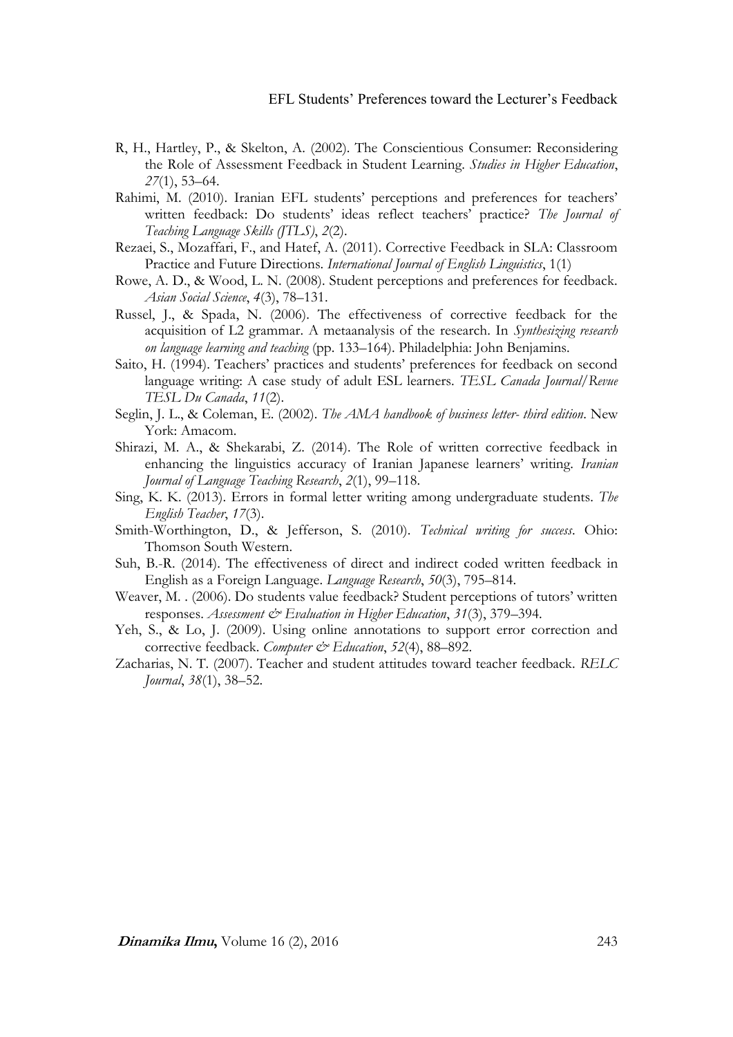R, H., Hartley, P., & Skelton, A. (2002). The Conscientious Consumer: Reconsidering the Role of Assessment Feedback in Student Learning. *Studies in Higher Education*, *27*(1), 53–64.

Rahimi, M. (2010). Iranian EFL students' perceptions and preferences for teachers' written feedback: Do students' ideas reflect teachers' practice? *The Journal of Teaching Language Skills (JTLS)*, *2*(2).

Rezaei, S., Mozaffari, F., and Hatef, A. (2011). Corrective Feedback in SLA: Classroom Practice and Future Directions. *International Journal of English Linguistics*, 1(1)

Rowe, A. D., & Wood, L. N. (2008). Student perceptions and preferences for feedback. *Asian Social Science*, *4*(3), 78–131.

Russel, J., & Spada, N. (2006). The effectiveness of corrective feedback for the acquisition of L2 grammar. A metaanalysis of the research. In *Synthesizing research on language learning and teaching* (pp. 133–164). Philadelphia: John Benjamins.

Saito, H. (1994). Teachers' practices and students' preferences for feedback on second language writing: A case study of adult ESL learners. *TESL Canada Journal/Revue TESL Du Canada*, *11*(2).

Seglin, J. L., & Coleman, E. (2002). *The AMA handbook of business letter- third edition*. New York: Amacom.

Shirazi, M. A., & Shekarabi, Z. (2014). The Role of written corrective feedback in enhancing the linguistics accuracy of Iranian Japanese learners' writing. *Iranian Journal of Language Teaching Research*, *2*(1), 99–118.

Sing, K. K. (2013). Errors in formal letter writing among undergraduate students. *The English Teacher*, *17*(3).

Smith-Worthington, D., & Jefferson, S. (2010). *Technical writing for success*. Ohio: Thomson South Western.

Suh, B.-R. (2014). The effectiveness of direct and indirect coded written feedback in English as a Foreign Language. *Language Research*, *50*(3), 795–814.

Weaver, M. . (2006). Do students value feedback? Student perceptions of tutors' written responses. *Assessment & Evaluation in Higher Education*, *31*(3), 379–394.

Yeh, S., & Lo, J. (2009). Using online annotations to support error correction and corrective feedback. *Computer & Education*, *52*(4), 88–892.

Zacharias, N. T. (2007). Teacher and student attitudes toward teacher feedback. *RELC Journal*, *38*(1), 38–52.